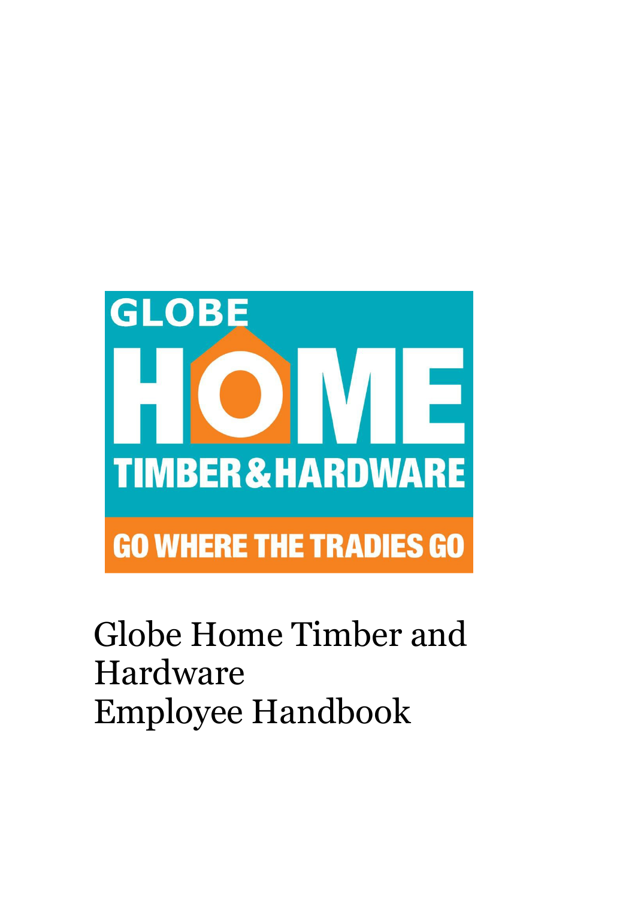GLOBE HOME TIMBER & HARDWARE

GO WHERE THE TRADIES GO

# Globe Home Timber and Hardware Employee Handbook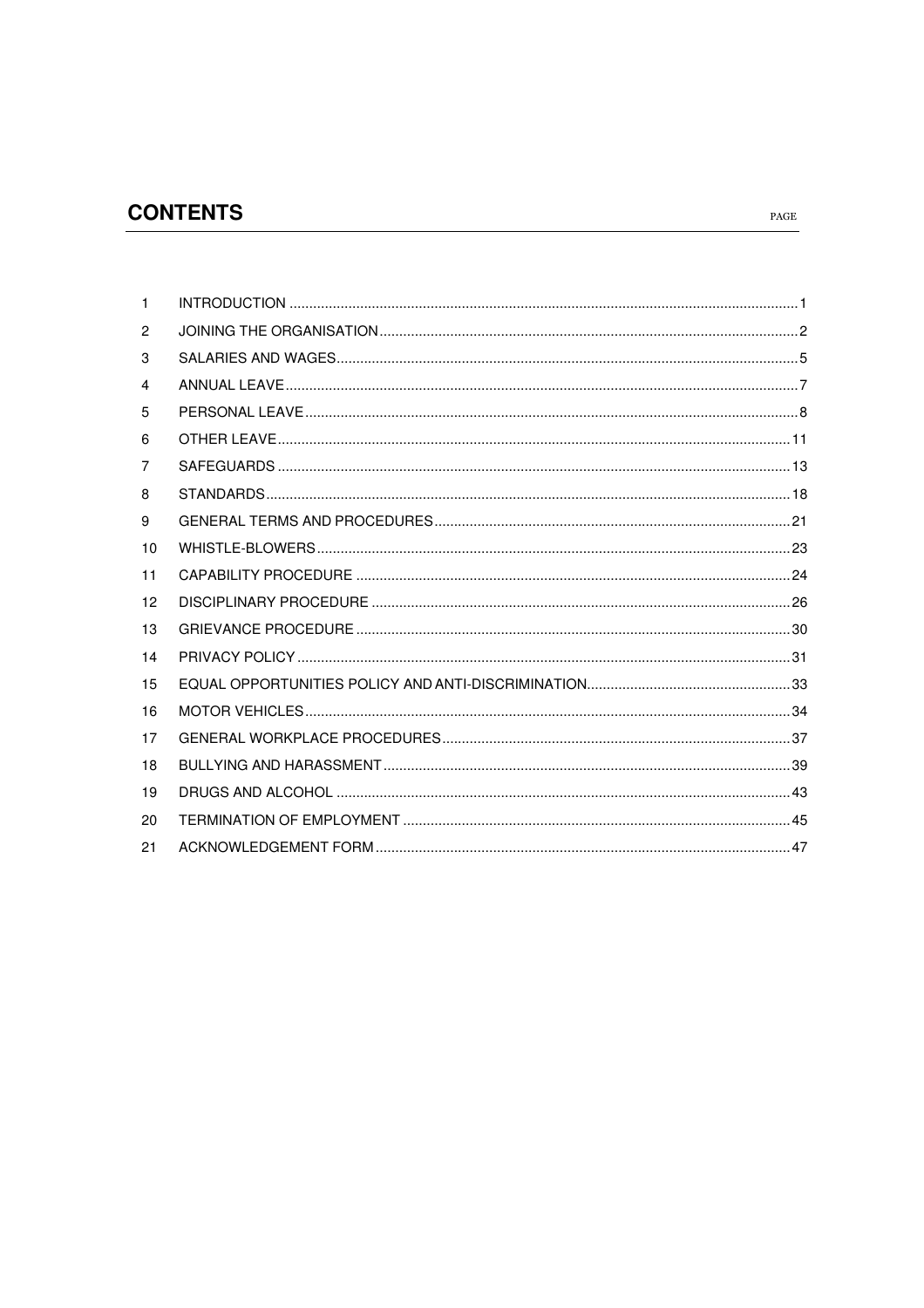# CONTENTS

PAGE

| | | |
|---|---|---|
| 1 | INTRODUCTION | 1 |
| 2 | JOINING THE ORGANISATION | 2 |
| 3 | SALARIES AND WAGES | 5 |
| 4 | ANNUAL LEAVE | 7 |
| 5 | PERSONAL LEAVE | 8 |
| 6 | OTHER LEAVE | 11 |
| 7 | SAFEGUARDS | 13 |
| 8 | STANDARDS | 18 |
| 9 | GENERAL TERMS AND PROCEDURES | 21 |
| 10 | WHISTLE-BLOWERS | 23 |
| 11 | CAPABILITY PROCEDURE | 24 |
| 12 | DISCIPLINARY PROCEDURE | 26 |
| 13 | GRIEVANCE PROCEDURE | 30 |
| 14 | PRIVACY POLICY | 31 |
| 15 | EQUAL OPPORTUNITIES POLICY AND ANTI-DISCRIMINATION | 33 |
| 16 | MOTOR VEHICLES | 34 |
| 17 | GENERAL WORKPLACE PROCEDURES | 37 |
| 18 | BULLYING AND HARASSMENT | 39 |
| 19 | DRUGS AND ALCOHOL | 43 |
| 20 | TERMINATION OF EMPLOYMENT | 45 |
| 21 | ACKNOWLEDGEMENT FORM | 47 |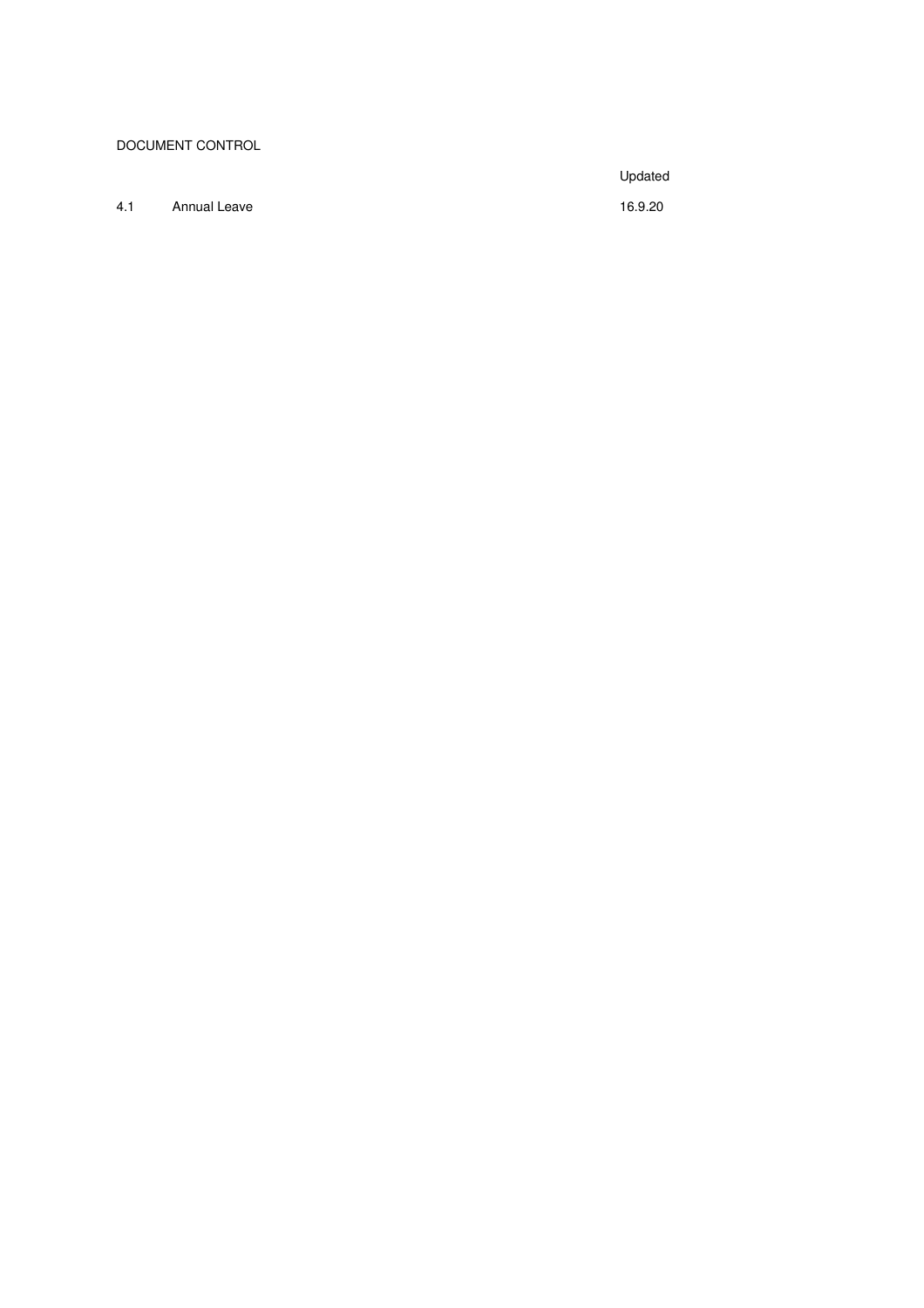DOCUMENT CONTROL

| | | Updated |
|---|---|---|
| 4.1 | Annual Leave | 16.9.20 |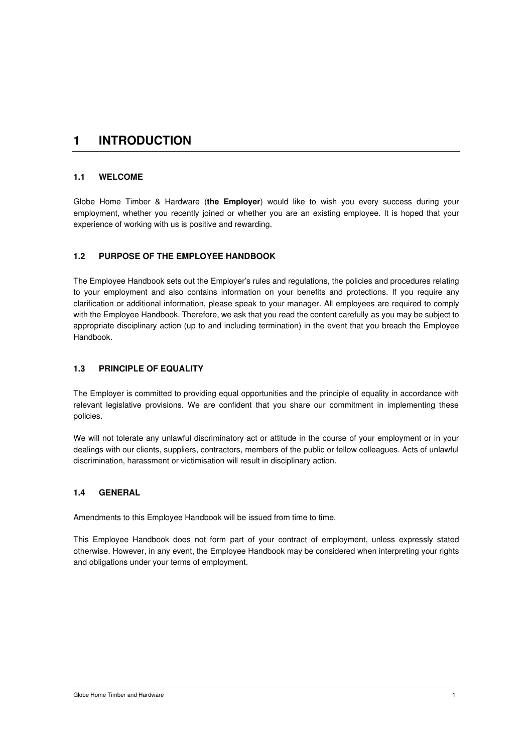# 1 INTRODUCTION

## 1.1 WELCOME

Globe Home Timber & Hardware (**the Employer**) would like to wish you every success during your employment, whether you recently joined or whether you are an existing employee. It is hoped that your experience of working with us is positive and rewarding.

## 1.2 PURPOSE OF THE EMPLOYEE HANDBOOK

The Employee Handbook sets out the Employer's rules and regulations, the policies and procedures relating to your employment and also contains information on your benefits and protections. If you require any clarification or additional information, please speak to your manager. All employees are required to comply with the Employee Handbook. Therefore, we ask that you read the content carefully as you may be subject to appropriate disciplinary action (up to and including termination) in the event that you breach the Employee Handbook.

## 1.3 PRINCIPLE OF EQUALITY

The Employer is committed to providing equal opportunities and the principle of equality in accordance with relevant legislative provisions. We are confident that you share our commitment in implementing these policies.

We will not tolerate any unlawful discriminatory act or attitude in the course of your employment or in your dealings with our clients, suppliers, contractors, members of the public or fellow colleagues. Acts of unlawful discrimination, harassment or victimisation will result in disciplinary action.

## 1.4 GENERAL

Amendments to this Employee Handbook will be issued from time to time.

This Employee Handbook does not form part of your contract of employment, unless expressly stated otherwise. However, in any event, the Employee Handbook may be considered when interpreting your rights and obligations under your terms of employment.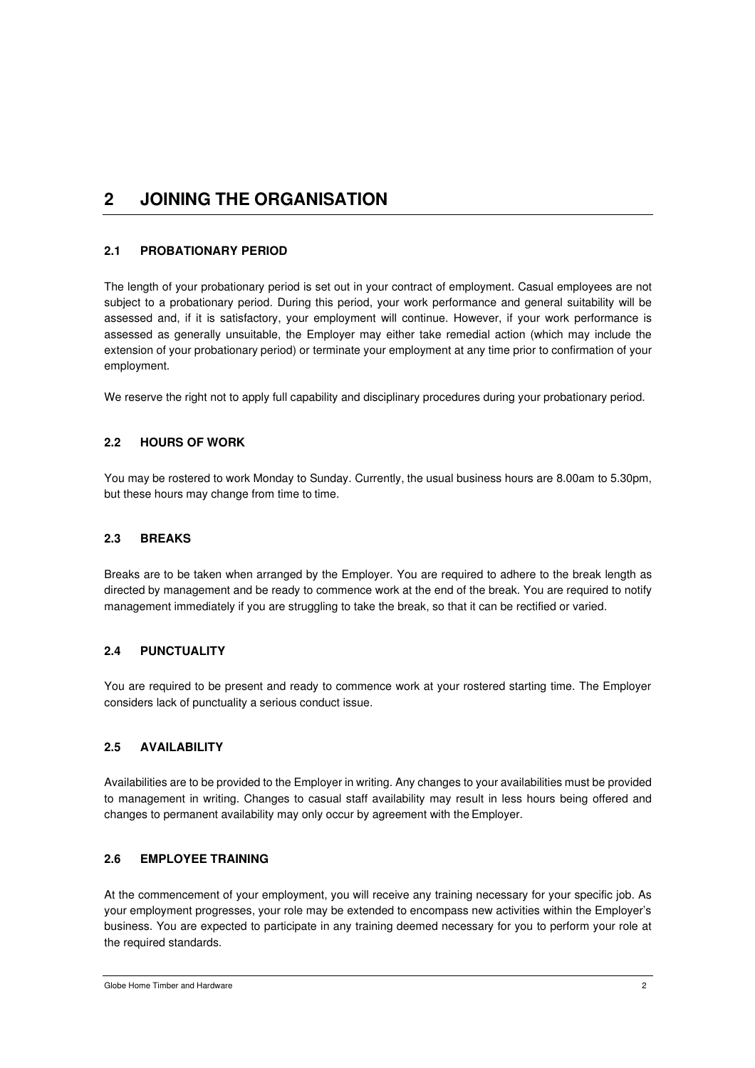# 2 JOINING THE ORGANISATION

## 2.1 PROBATIONARY PERIOD

The length of your probationary period is set out in your contract of employment. Casual employees are not subject to a probationary period. During this period, your work performance and general suitability will be assessed and, if it is satisfactory, your employment will continue. However, if your work performance is assessed as generally unsuitable, the Employer may either take remedial action (which may include the extension of your probationary period) or terminate your employment at any time prior to confirmation of your employment.

We reserve the right not to apply full capability and disciplinary procedures during your probationary period.

## 2.2 HOURS OF WORK

You may be rostered to work Monday to Sunday. Currently, the usual business hours are 8.00am to 5.30pm, but these hours may change from time to time.

## 2.3 BREAKS

Breaks are to be taken when arranged by the Employer. You are required to adhere to the break length as directed by management and be ready to commence work at the end of the break. You are required to notify management immediately if you are struggling to take the break, so that it can be rectified or varied.

## 2.4 PUNCTUALITY

You are required to be present and ready to commence work at your rostered starting time. The Employer considers lack of punctuality a serious conduct issue.

## 2.5 AVAILABILITY

Availabilities are to be provided to the Employer in writing. Any changes to your availabilities must be provided to management in writing. Changes to casual staff availability may result in less hours being offered and changes to permanent availability may only occur by agreement with the Employer.

## 2.6 EMPLOYEE TRAINING

At the commencement of your employment, you will receive any training necessary for your specific job. As your employment progresses, your role may be extended to encompass new activities within the Employer's business. You are expected to participate in any training deemed necessary for you to perform your role at the required standards.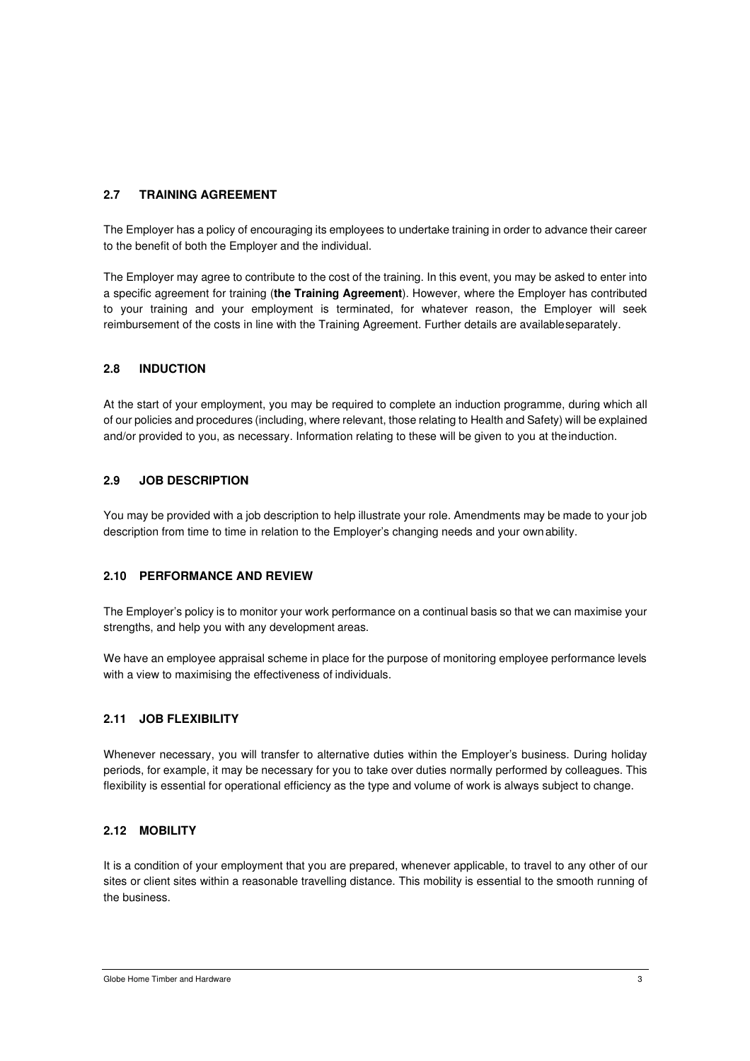### 2.7 TRAINING AGREEMENT

The Employer has a policy of encouraging its employees to undertake training in order to advance their career to the benefit of both the Employer and the individual.

The Employer may agree to contribute to the cost of the training. In this event, you may be asked to enter into a specific agreement for training (**the Training Agreement**). However, where the Employer has contributed to your training and your employment is terminated, for whatever reason, the Employer will seek reimbursement of the costs in line with the Training Agreement. Further details are available separately.

### 2.8 INDUCTION

At the start of your employment, you may be required to complete an induction programme, during which all of our policies and procedures (including, where relevant, those relating to Health and Safety) will be explained and/or provided to you, as necessary. Information relating to these will be given to you at the induction.

### 2.9 JOB DESCRIPTION

You may be provided with a job description to help illustrate your role. Amendments may be made to your job description from time to time in relation to the Employer's changing needs and your own ability.

### 2.10 PERFORMANCE AND REVIEW

The Employer's policy is to monitor your work performance on a continual basis so that we can maximise your strengths, and help you with any development areas.

We have an employee appraisal scheme in place for the purpose of monitoring employee performance levels with a view to maximising the effectiveness of individuals.

### 2.11 JOB FLEXIBILITY

Whenever necessary, you will transfer to alternative duties within the Employer's business. During holiday periods, for example, it may be necessary for you to take over duties normally performed by colleagues. This flexibility is essential for operational efficiency as the type and volume of work is always subject to change.

### 2.12 MOBILITY

It is a condition of your employment that you are prepared, whenever applicable, to travel to any other of our sites or client sites within a reasonable travelling distance. This mobility is essential to the smooth running of the business.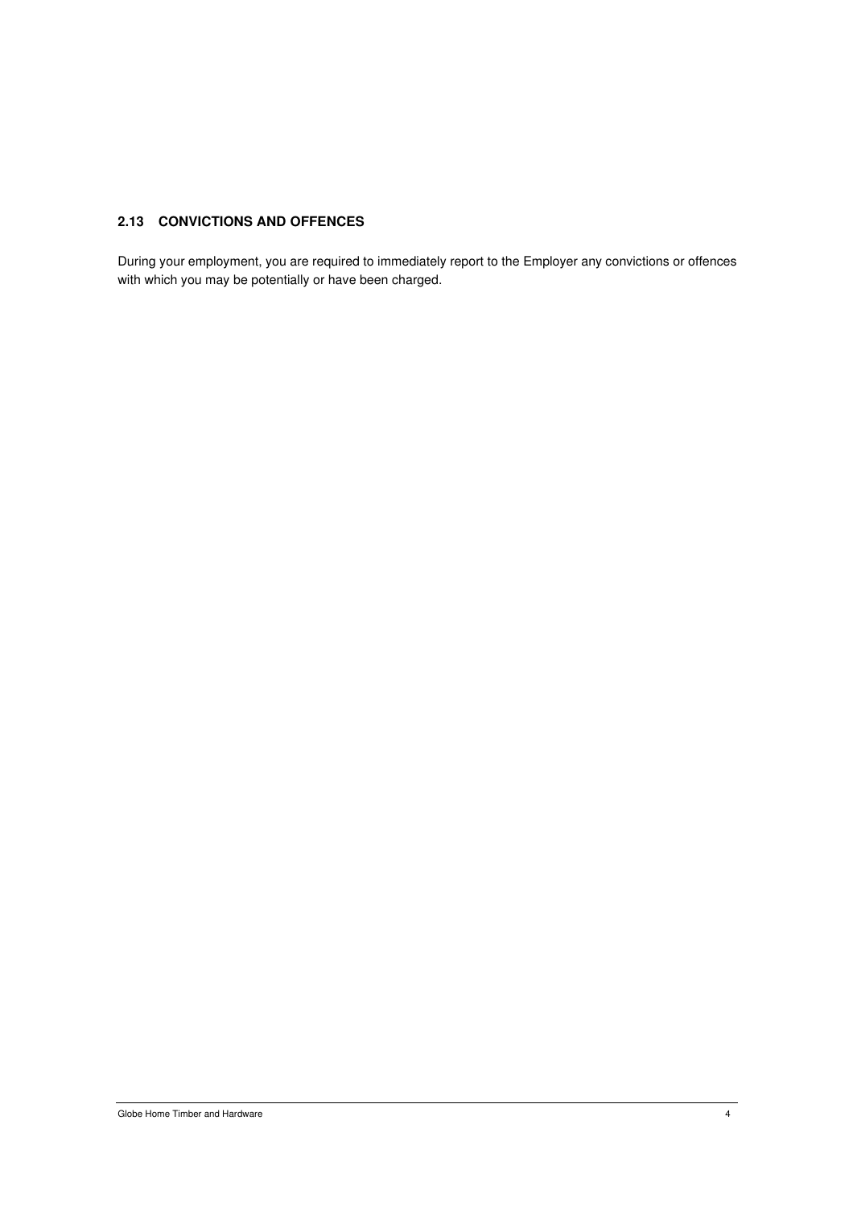### 2.13 CONVICTIONS AND OFFENCES

During your employment, you are required to immediately report to the Employer any convictions or offences with which you may be potentially or have been charged.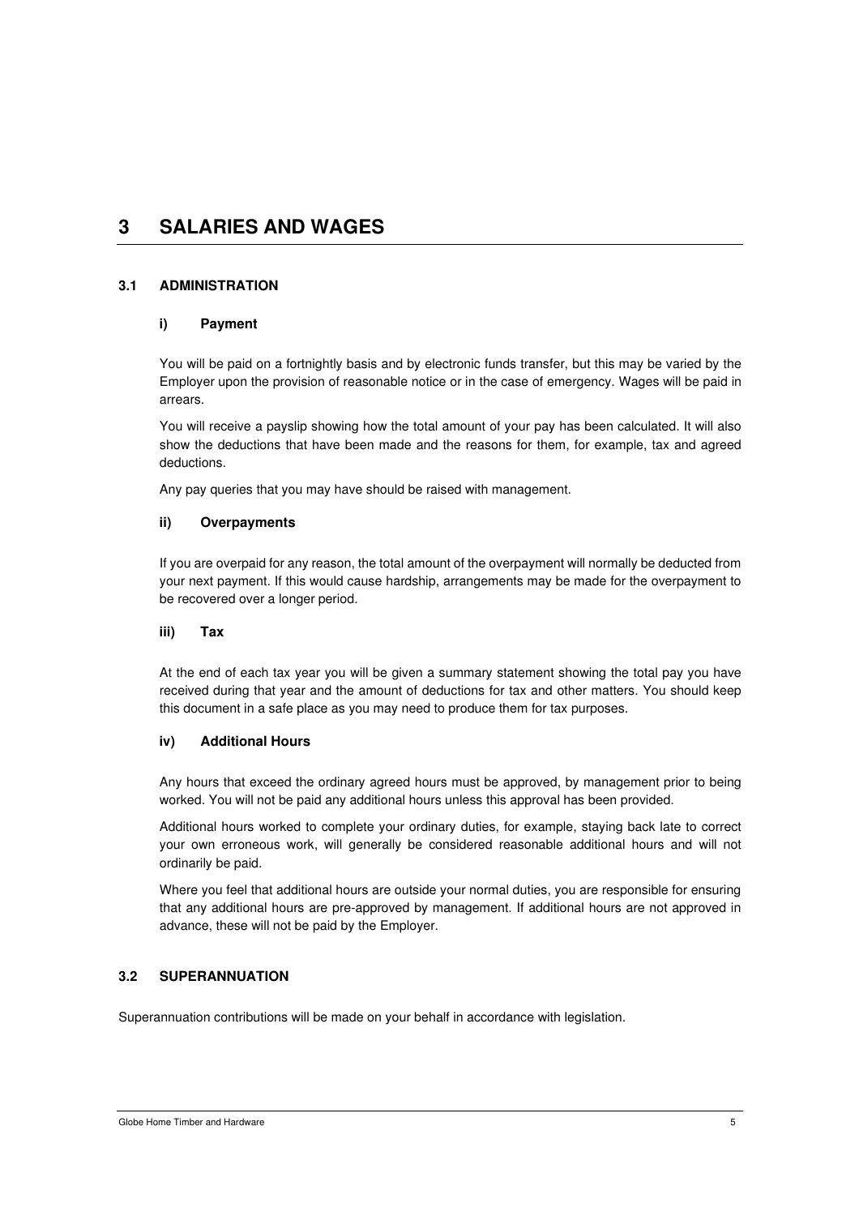# 3 SALARIES AND WAGES

## 3.1 ADMINISTRATION

### i) Payment

You will be paid on a fortnightly basis and by electronic funds transfer, but this may be varied by the Employer upon the provision of reasonable notice or in the case of emergency. Wages will be paid in arrears.

You will receive a payslip showing how the total amount of your pay has been calculated. It will also show the deductions that have been made and the reasons for them, for example, tax and agreed deductions.

Any pay queries that you may have should be raised with management.

### ii) Overpayments

If you are overpaid for any reason, the total amount of the overpayment will normally be deducted from your next payment. If this would cause hardship, arrangements may be made for the overpayment to be recovered over a longer period.

### iii) Tax

At the end of each tax year you will be given a summary statement showing the total pay you have received during that year and the amount of deductions for tax and other matters. You should keep this document in a safe place as you may need to produce them for tax purposes.

### iv) Additional Hours

Any hours that exceed the ordinary agreed hours must be approved, by management prior to being worked. You will not be paid any additional hours unless this approval has been provided.

Additional hours worked to complete your ordinary duties, for example, staying back late to correct your own erroneous work, will generally be considered reasonable additional hours and will not ordinarily be paid.

Where you feel that additional hours are outside your normal duties, you are responsible for ensuring that any additional hours are pre-approved by management. If additional hours are not approved in advance, these will not be paid by the Employer.

## 3.2 SUPERANNUATION

Superannuation contributions will be made on your behalf in accordance with legislation.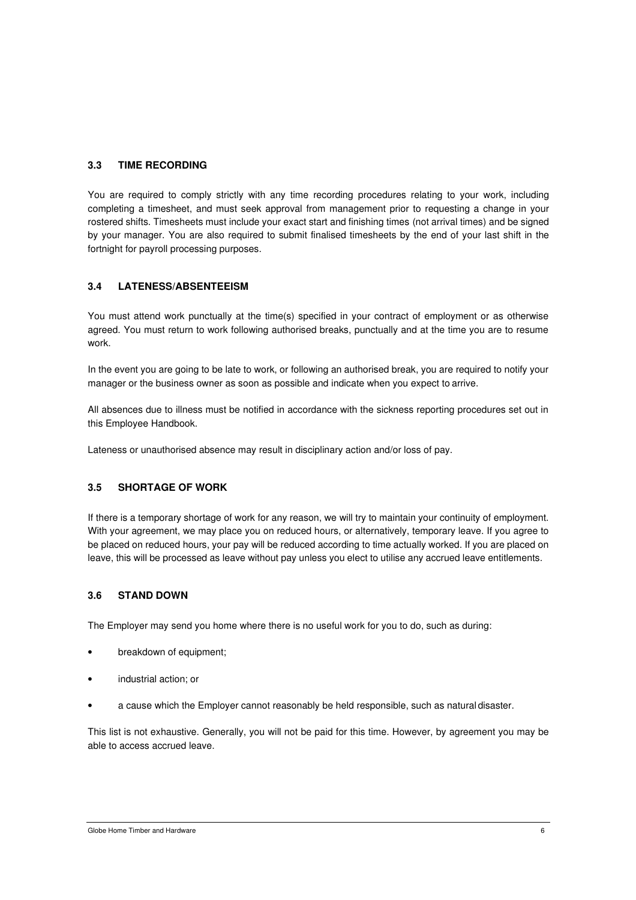### 3.3 TIME RECORDING

You are required to comply strictly with any time recording procedures relating to your work, including completing a timesheet, and must seek approval from management prior to requesting a change in your rostered shifts. Timesheets must include your exact start and finishing times (not arrival times) and be signed by your manager. You are also required to submit finalised timesheets by the end of your last shift in the fortnight for payroll processing purposes.

### 3.4 LATENESS/ABSENTEEISM

You must attend work punctually at the time(s) specified in your contract of employment or as otherwise agreed. You must return to work following authorised breaks, punctually and at the time you are to resume work.

In the event you are going to be late to work, or following an authorised break, you are required to notify your manager or the business owner as soon as possible and indicate when you expect to arrive.

All absences due to illness must be notified in accordance with the sickness reporting procedures set out in this Employee Handbook.

Lateness or unauthorised absence may result in disciplinary action and/or loss of pay.

### 3.5 SHORTAGE OF WORK

If there is a temporary shortage of work for any reason, we will try to maintain your continuity of employment. With your agreement, we may place you on reduced hours, or alternatively, temporary leave. If you agree to be placed on reduced hours, your pay will be reduced according to time actually worked. If you are placed on leave, this will be processed as leave without pay unless you elect to utilise any accrued leave entitlements.

### 3.6 STAND DOWN

The Employer may send you home where there is no useful work for you to do, such as during:

- breakdown of equipment;
- industrial action; or
- a cause which the Employer cannot reasonably be held responsible, such as natural disaster.

This list is not exhaustive. Generally, you will not be paid for this time. However, by agreement you may be able to access accrued leave.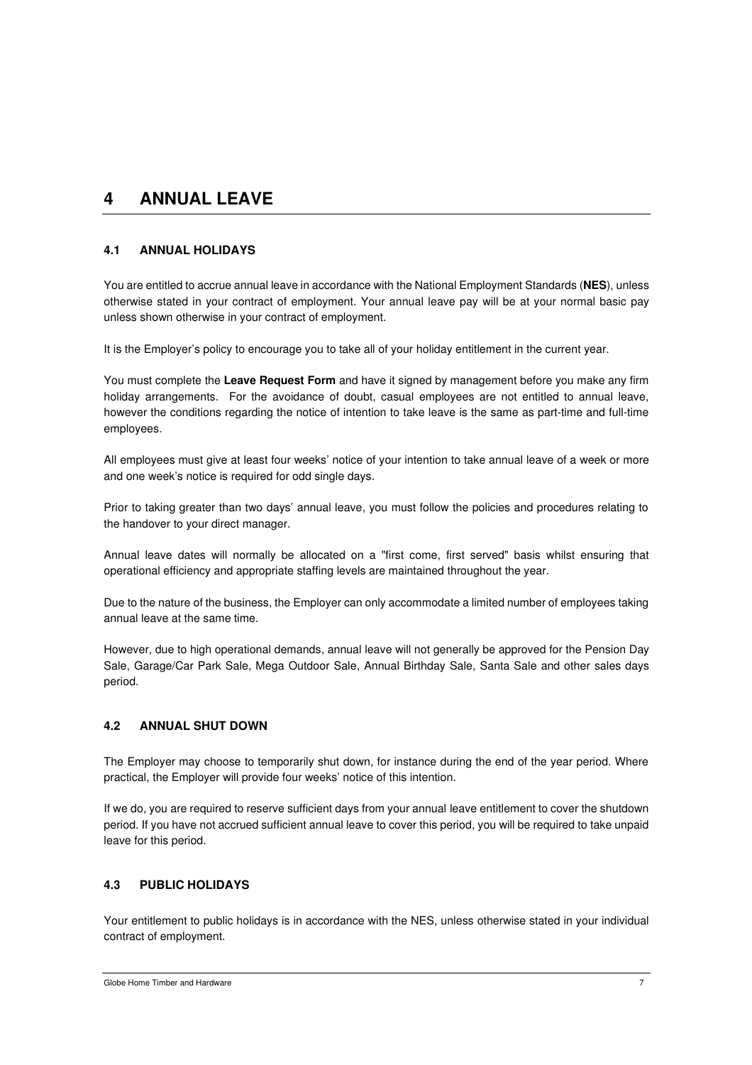# 4 ANNUAL LEAVE

## 4.1 ANNUAL HOLIDAYS

You are entitled to accrue annual leave in accordance with the National Employment Standards (**NES**), unless otherwise stated in your contract of employment. Your annual leave pay will be at your normal basic pay unless shown otherwise in your contract of employment.

It is the Employer's policy to encourage you to take all of your holiday entitlement in the current year.

You must complete the **Leave Request Form** and have it signed by management before you make any firm holiday arrangements. For the avoidance of doubt, casual employees are not entitled to annual leave, however the conditions regarding the notice of intention to take leave is the same as part-time and full-time employees.

All employees must give at least four weeks' notice of your intention to take annual leave of a week or more and one week's notice is required for odd single days.

Prior to taking greater than two days' annual leave, you must follow the policies and procedures relating to the handover to your direct manager.

Annual leave dates will normally be allocated on a "first come, first served" basis whilst ensuring that operational efficiency and appropriate staffing levels are maintained throughout the year.

Due to the nature of the business, the Employer can only accommodate a limited number of employees taking annual leave at the same time.

However, due to high operational demands, annual leave will not generally be approved for the Pension Day Sale, Garage/Car Park Sale, Mega Outdoor Sale, Annual Birthday Sale, Santa Sale and other sales days period.

## 4.2 ANNUAL SHUT DOWN

The Employer may choose to temporarily shut down, for instance during the end of the year period. Where practical, the Employer will provide four weeks' notice of this intention.

If we do, you are required to reserve sufficient days from your annual leave entitlement to cover the shutdown period. If you have not accrued sufficient annual leave to cover this period, you will be required to take unpaid leave for this period.

## 4.3 PUBLIC HOLIDAYS

Your entitlement to public holidays is in accordance with the NES, unless otherwise stated in your individual contract of employment.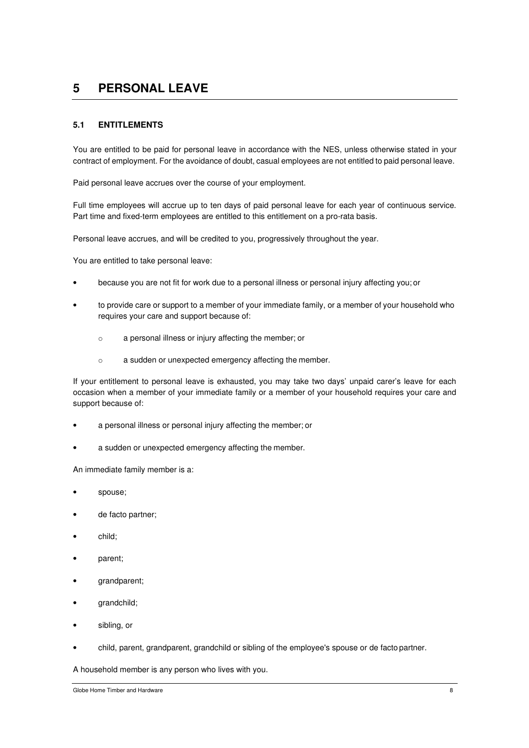# 5 PERSONAL LEAVE

## 5.1 ENTITLEMENTS

You are entitled to be paid for personal leave in accordance with the NES, unless otherwise stated in your contract of employment. For the avoidance of doubt, casual employees are not entitled to paid personal leave.

Paid personal leave accrues over the course of your employment.

Full time employees will accrue up to ten days of paid personal leave for each year of continuous service. Part time and fixed-term employees are entitled to this entitlement on a pro-rata basis.

Personal leave accrues, and will be credited to you, progressively throughout the year.

You are entitled to take personal leave:

- because you are not fit for work due to a personal illness or personal injury affecting you; or
- to provide care or support to a member of your immediate family, or a member of your household who requires your care and support because of:
  - a personal illness or injury affecting the member; or
  - a sudden or unexpected emergency affecting the member.

If your entitlement to personal leave is exhausted, you may take two days' unpaid carer's leave for each occasion when a member of your immediate family or a member of your household requires your care and support because of:

- a personal illness or personal injury affecting the member; or
- a sudden or unexpected emergency affecting the member.

An immediate family member is a:

- spouse;
- de facto partner;
- child;
- parent;
- grandparent;
- grandchild;
- sibling, or
- child, parent, grandparent, grandchild or sibling of the employee's spouse or de facto partner.

A household member is any person who lives with you.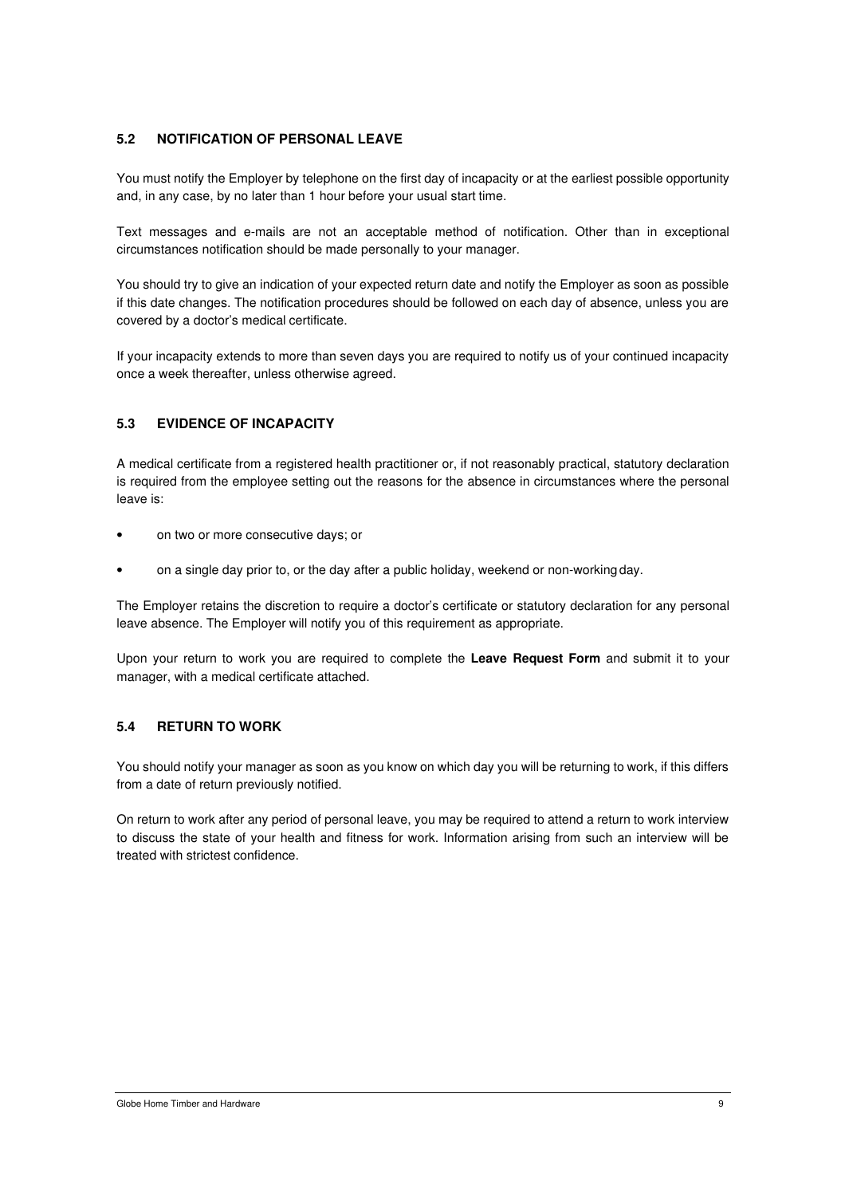## 5.2 NOTIFICATION OF PERSONAL LEAVE

You must notify the Employer by telephone on the first day of incapacity or at the earliest possible opportunity and, in any case, by no later than 1 hour before your usual start time.

Text messages and e-mails are not an acceptable method of notification. Other than in exceptional circumstances notification should be made personally to your manager.

You should try to give an indication of your expected return date and notify the Employer as soon as possible if this date changes. The notification procedures should be followed on each day of absence, unless you are covered by a doctor's medical certificate.

If your incapacity extends to more than seven days you are required to notify us of your continued incapacity once a week thereafter, unless otherwise agreed.

## 5.3 EVIDENCE OF INCAPACITY

A medical certificate from a registered health practitioner or, if not reasonably practical, statutory declaration is required from the employee setting out the reasons for the absence in circumstances where the personal leave is:

- on two or more consecutive days; or
- on a single day prior to, or the day after a public holiday, weekend or non-working day.

The Employer retains the discretion to require a doctor's certificate or statutory declaration for any personal leave absence. The Employer will notify you of this requirement as appropriate.

Upon your return to work you are required to complete the **Leave Request Form** and submit it to your manager, with a medical certificate attached.

## 5.4 RETURN TO WORK

You should notify your manager as soon as you know on which day you will be returning to work, if this differs from a date of return previously notified.

On return to work after any period of personal leave, you may be required to attend a return to work interview to discuss the state of your health and fitness for work. Information arising from such an interview will be treated with strictest confidence.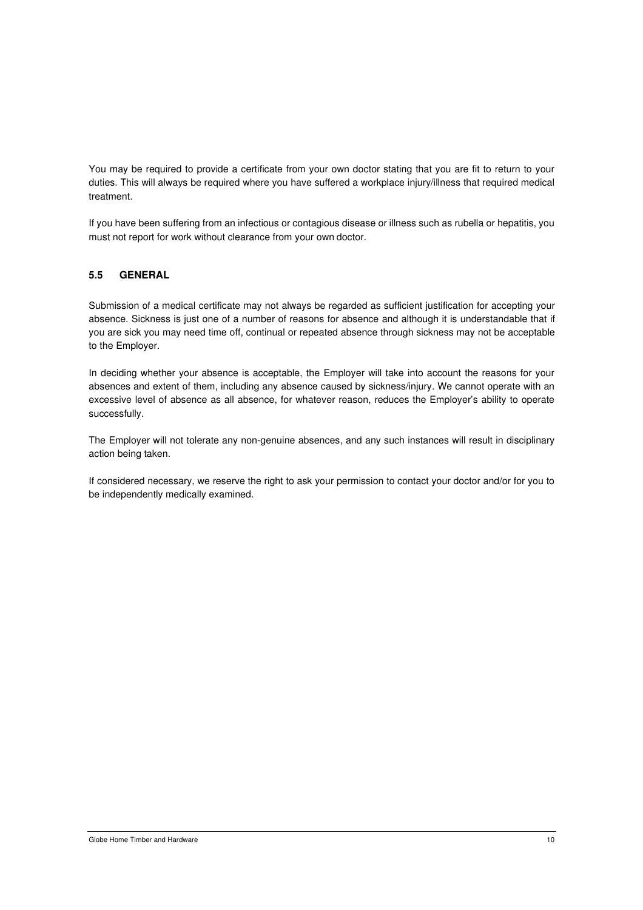You may be required to provide a certificate from your own doctor stating that you are fit to return to your duties. This will always be required where you have suffered a workplace injury/illness that required medical treatment.

If you have been suffering from an infectious or contagious disease or illness such as rubella or hepatitis, you must not report for work without clearance from your own doctor.

### 5.5 GENERAL

Submission of a medical certificate may not always be regarded as sufficient justification for accepting your absence. Sickness is just one of a number of reasons for absence and although it is understandable that if you are sick you may need time off, continual or repeated absence through sickness may not be acceptable to the Employer.

In deciding whether your absence is acceptable, the Employer will take into account the reasons for your absences and extent of them, including any absence caused by sickness/injury. We cannot operate with an excessive level of absence as all absence, for whatever reason, reduces the Employer's ability to operate successfully.

The Employer will not tolerate any non-genuine absences, and any such instances will result in disciplinary action being taken.

If considered necessary, we reserve the right to ask your permission to contact your doctor and/or for you to be independently medically examined.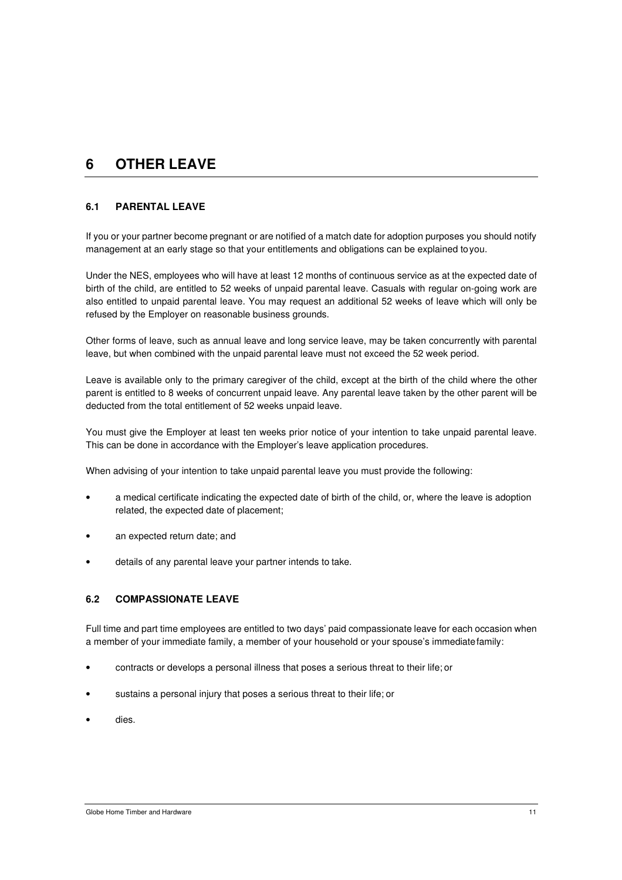# 6 OTHER LEAVE

## 6.1 PARENTAL LEAVE

If you or your partner become pregnant or are notified of a match date for adoption purposes you should notify management at an early stage so that your entitlements and obligations can be explained to you.

Under the NES, employees who will have at least 12 months of continuous service as at the expected date of birth of the child, are entitled to 52 weeks of unpaid parental leave. Casuals with regular on-going work are also entitled to unpaid parental leave. You may request an additional 52 weeks of leave which will only be refused by the Employer on reasonable business grounds.

Other forms of leave, such as annual leave and long service leave, may be taken concurrently with parental leave, but when combined with the unpaid parental leave must not exceed the 52 week period.

Leave is available only to the primary caregiver of the child, except at the birth of the child where the other parent is entitled to 8 weeks of concurrent unpaid leave. Any parental leave taken by the other parent will be deducted from the total entitlement of 52 weeks unpaid leave.

You must give the Employer at least ten weeks prior notice of your intention to take unpaid parental leave. This can be done in accordance with the Employer's leave application procedures.

When advising of your intention to take unpaid parental leave you must provide the following:

- a medical certificate indicating the expected date of birth of the child, or, where the leave is adoption related, the expected date of placement;
- an expected return date; and
- details of any parental leave your partner intends to take.

## 6.2 COMPASSIONATE LEAVE

Full time and part time employees are entitled to two days' paid compassionate leave for each occasion when a member of your immediate family, a member of your household or your spouse's immediate family:

- contracts or develops a personal illness that poses a serious threat to their life; or
- sustains a personal injury that poses a serious threat to their life; or
- dies.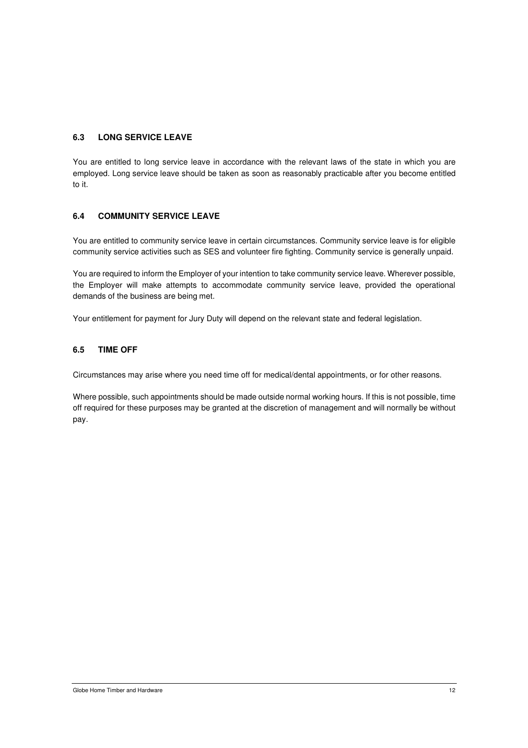### 6.3 LONG SERVICE LEAVE

You are entitled to long service leave in accordance with the relevant laws of the state in which you are employed. Long service leave should be taken as soon as reasonably practicable after you become entitled to it.

### 6.4 COMMUNITY SERVICE LEAVE

You are entitled to community service leave in certain circumstances. Community service leave is for eligible community service activities such as SES and volunteer fire fighting. Community service is generally unpaid.

You are required to inform the Employer of your intention to take community service leave. Wherever possible, the Employer will make attempts to accommodate community service leave, provided the operational demands of the business are being met.

Your entitlement for payment for Jury Duty will depend on the relevant state and federal legislation.

### 6.5 TIME OFF

Circumstances may arise where you need time off for medical/dental appointments, or for other reasons.

Where possible, such appointments should be made outside normal working hours. If this is not possible, time off required for these purposes may be granted at the discretion of management and will normally be without pay.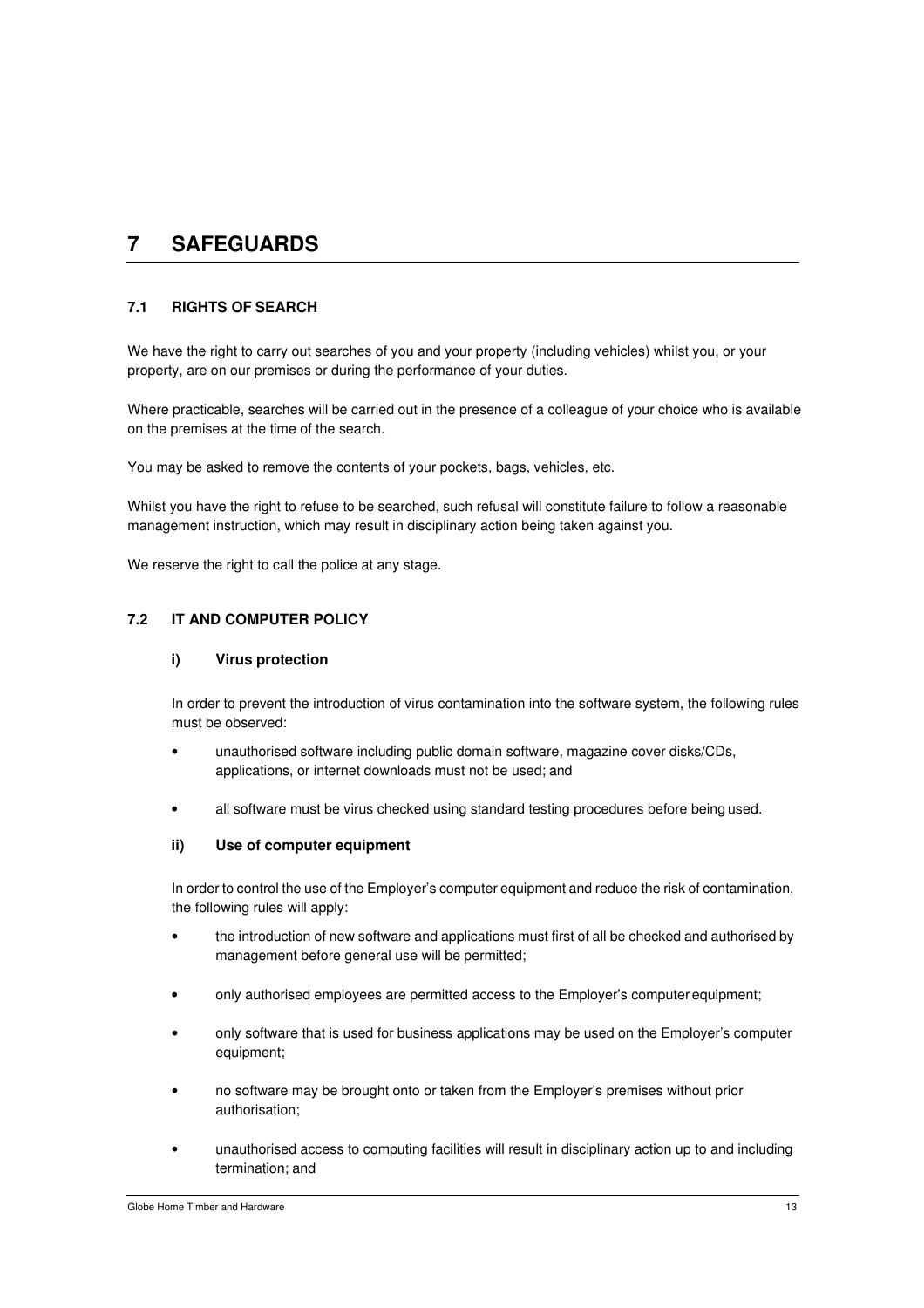# 7 SAFEGUARDS

## 7.1 RIGHTS OF SEARCH

We have the right to carry out searches of you and your property (including vehicles) whilst you, or your property, are on our premises or during the performance of your duties.

Where practicable, searches will be carried out in the presence of a colleague of your choice who is available on the premises at the time of the search.

You may be asked to remove the contents of your pockets, bags, vehicles, etc.

Whilst you have the right to refuse to be searched, such refusal will constitute failure to follow a reasonable management instruction, which may result in disciplinary action being taken against you.

We reserve the right to call the police at any stage.

## 7.2 IT AND COMPUTER POLICY

### i) Virus protection

In order to prevent the introduction of virus contamination into the software system, the following rules must be observed:

- unauthorised software including public domain software, magazine cover disks/CDs, applications, or internet downloads must not be used; and
- all software must be virus checked using standard testing procedures before being used.

### ii) Use of computer equipment

In order to control the use of the Employer's computer equipment and reduce the risk of contamination, the following rules will apply:

- the introduction of new software and applications must first of all be checked and authorised by management before general use will be permitted;
- only authorised employees are permitted access to the Employer's computer equipment;
- only software that is used for business applications may be used on the Employer's computer equipment;
- no software may be brought onto or taken from the Employer's premises without prior authorisation;
- unauthorised access to computing facilities will result in disciplinary action up to and including termination; and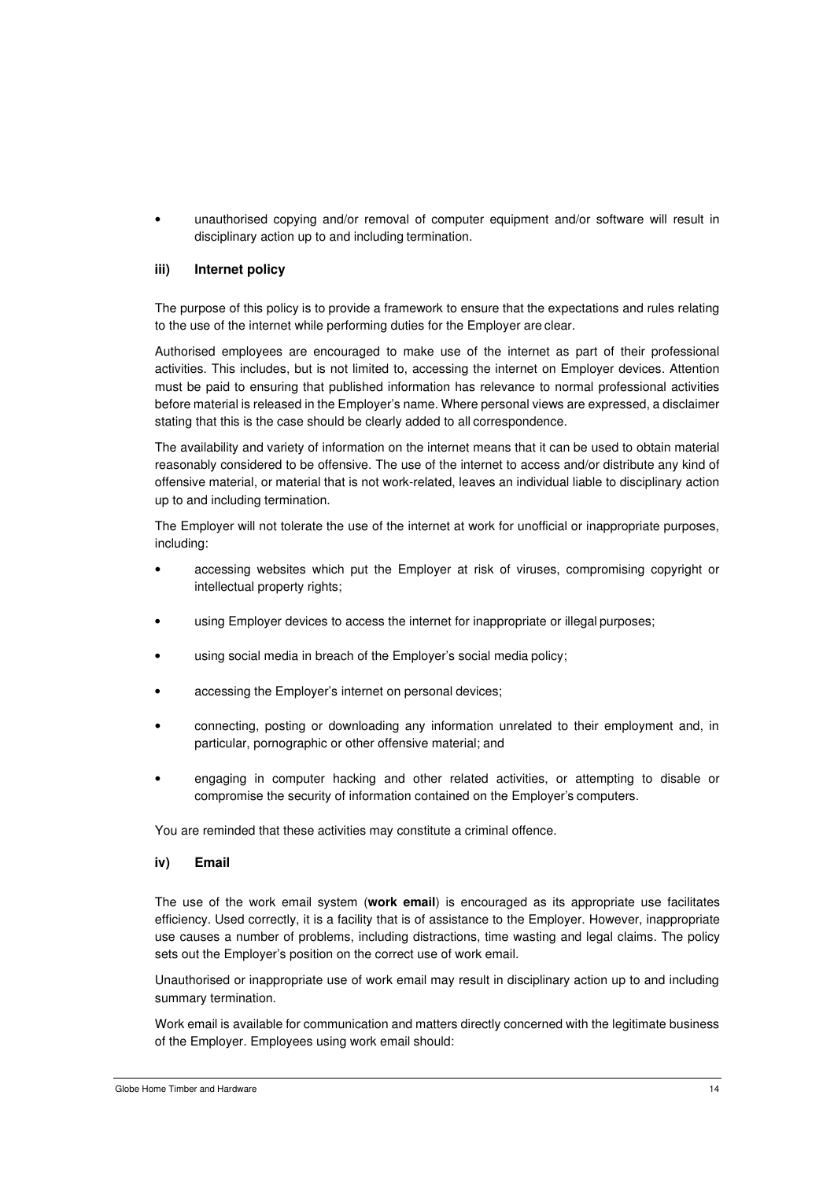- unauthorised copying and/or removal of computer equipment and/or software will result in disciplinary action up to and including termination.

### iii) Internet policy

The purpose of this policy is to provide a framework to ensure that the expectations and rules relating to the use of the internet while performing duties for the Employer are clear.

Authorised employees are encouraged to make use of the internet as part of their professional activities. This includes, but is not limited to, accessing the internet on Employer devices. Attention must be paid to ensuring that published information has relevance to normal professional activities before material is released in the Employer's name. Where personal views are expressed, a disclaimer stating that this is the case should be clearly added to all correspondence.

The availability and variety of information on the internet means that it can be used to obtain material reasonably considered to be offensive. The use of the internet to access and/or distribute any kind of offensive material, or material that is not work-related, leaves an individual liable to disciplinary action up to and including termination.

The Employer will not tolerate the use of the internet at work for unofficial or inappropriate purposes, including:

- accessing websites which put the Employer at risk of viruses, compromising copyright or intellectual property rights;
- using Employer devices to access the internet for inappropriate or illegal purposes;
- using social media in breach of the Employer's social media policy;
- accessing the Employer's internet on personal devices;
- connecting, posting or downloading any information unrelated to their employment and, in particular, pornographic or other offensive material; and
- engaging in computer hacking and other related activities, or attempting to disable or compromise the security of information contained on the Employer's computers.

You are reminded that these activities may constitute a criminal offence.

### iv) Email

The use of the work email system (**work email**) is encouraged as its appropriate use facilitates efficiency. Used correctly, it is a facility that is of assistance to the Employer. However, inappropriate use causes a number of problems, including distractions, time wasting and legal claims. The policy sets out the Employer's position on the correct use of work email.

Unauthorised or inappropriate use of work email may result in disciplinary action up to and including summary termination.

Work email is available for communication and matters directly concerned with the legitimate business of the Employer. Employees using work email should: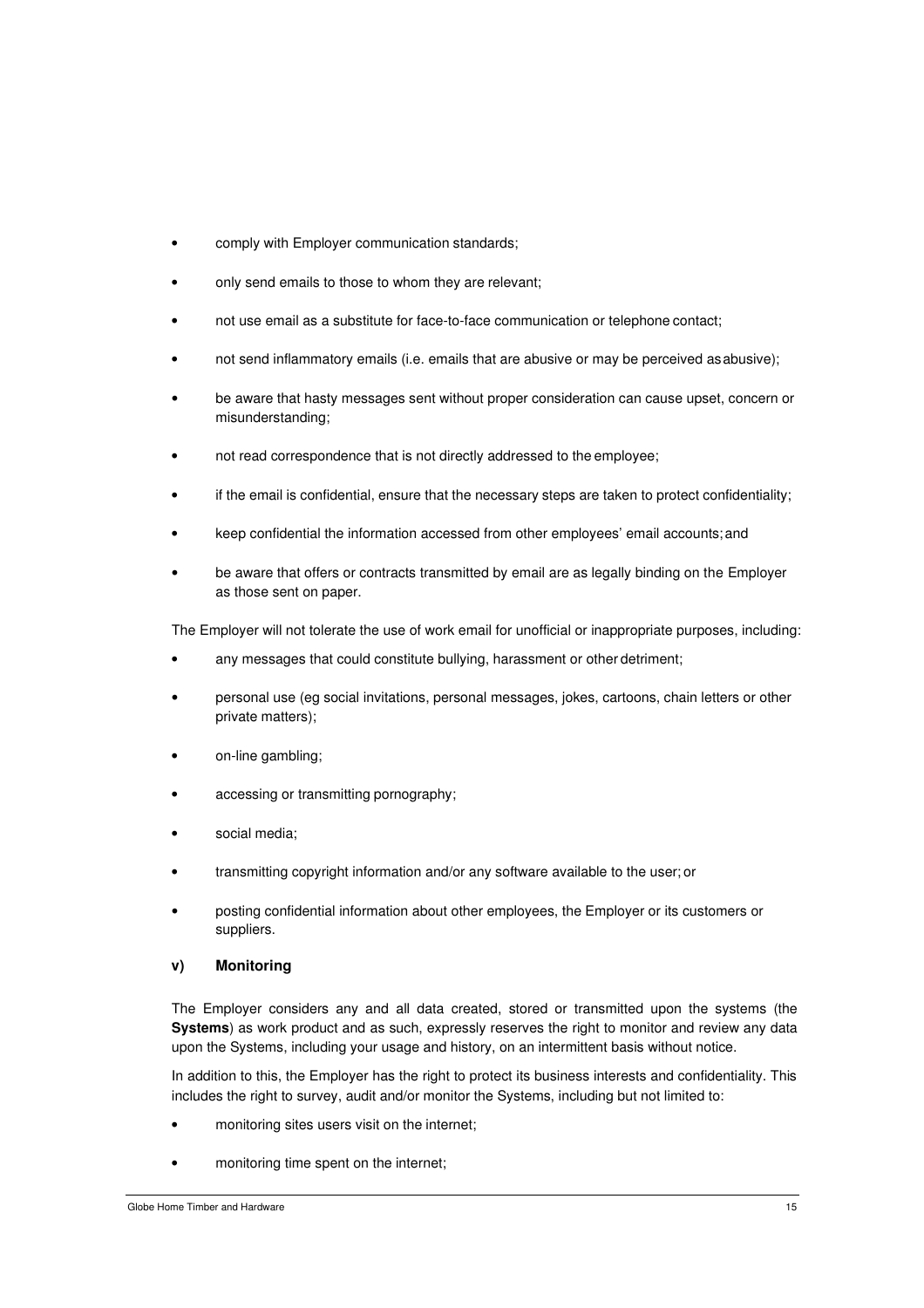- comply with Employer communication standards;
- only send emails to those to whom they are relevant;
- not use email as a substitute for face-to-face communication or telephone contact;
- not send inflammatory emails (i.e. emails that are abusive or may be perceived as abusive);
- be aware that hasty messages sent without proper consideration can cause upset, concern or misunderstanding;
- not read correspondence that is not directly addressed to the employee;
- if the email is confidential, ensure that the necessary steps are taken to protect confidentiality;
- keep confidential the information accessed from other employees' email accounts; and
- be aware that offers or contracts transmitted by email are as legally binding on the Employer as those sent on paper.

The Employer will not tolerate the use of work email for unofficial or inappropriate purposes, including:

- any messages that could constitute bullying, harassment or other detriment;
- personal use (eg social invitations, personal messages, jokes, cartoons, chain letters or other private matters);
- on-line gambling;
- accessing or transmitting pornography;
- social media;
- transmitting copyright information and/or any software available to the user; or
- posting confidential information about other employees, the Employer or its customers or suppliers.

**v) Monitoring**

The Employer considers any and all data created, stored or transmitted upon the systems (the **Systems**) as work product and as such, expressly reserves the right to monitor and review any data upon the Systems, including your usage and history, on an intermittent basis without notice.

In addition to this, the Employer has the right to protect its business interests and confidentiality. This includes the right to survey, audit and/or monitor the Systems, including but not limited to:

- monitoring sites users visit on the internet;
- monitoring time spent on the internet;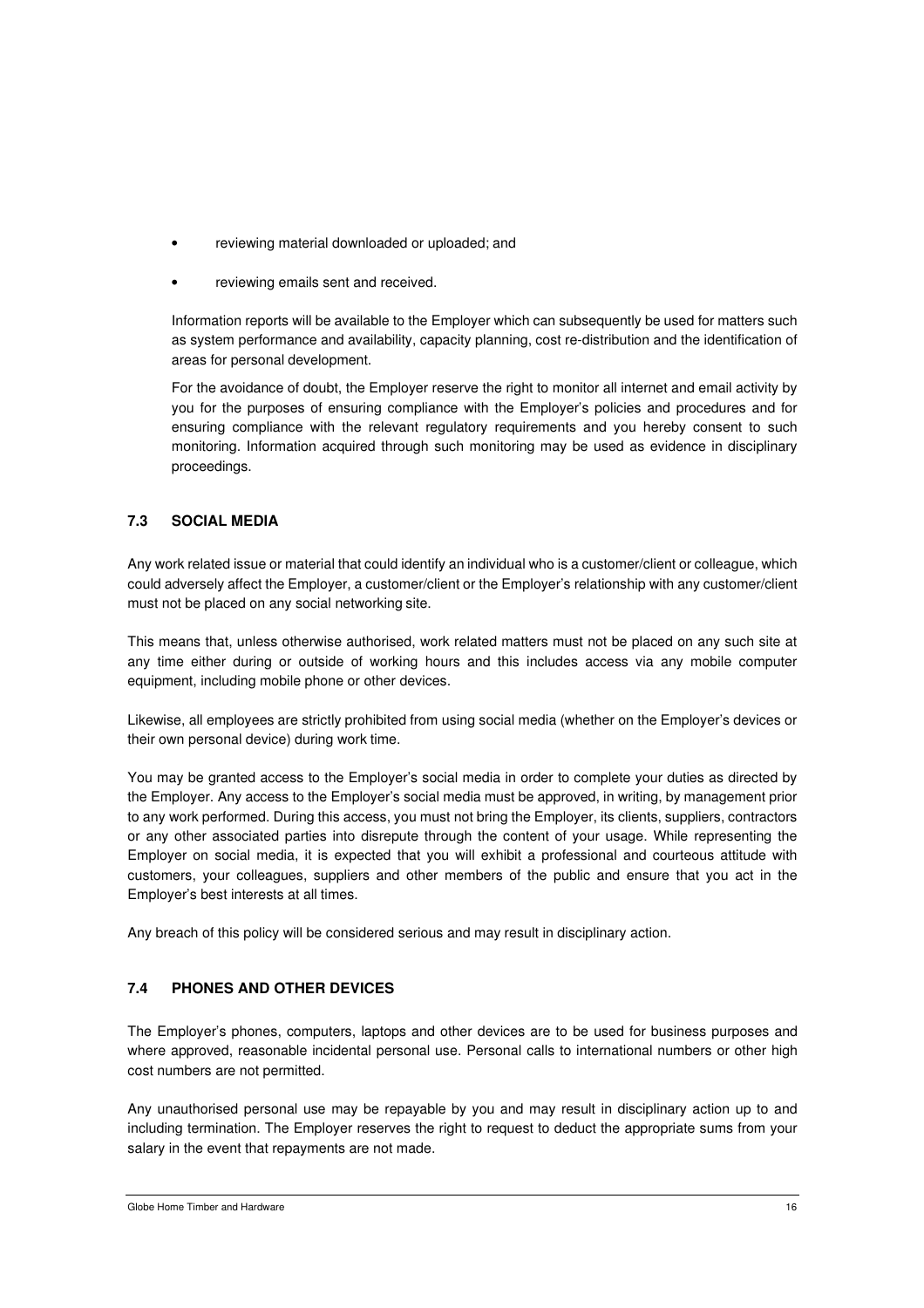- reviewing material downloaded or uploaded; and
- reviewing emails sent and received.

Information reports will be available to the Employer which can subsequently be used for matters such as system performance and availability, capacity planning, cost re-distribution and the identification of areas for personal development.

For the avoidance of doubt, the Employer reserve the right to monitor all internet and email activity by you for the purposes of ensuring compliance with the Employer's policies and procedures and for ensuring compliance with the relevant regulatory requirements and you hereby consent to such monitoring. Information acquired through such monitoring may be used as evidence in disciplinary proceedings.

### 7.3 SOCIAL MEDIA

Any work related issue or material that could identify an individual who is a customer/client or colleague, which could adversely affect the Employer, a customer/client or the Employer's relationship with any customer/client must not be placed on any social networking site.

This means that, unless otherwise authorised, work related matters must not be placed on any such site at any time either during or outside of working hours and this includes access via any mobile computer equipment, including mobile phone or other devices.

Likewise, all employees are strictly prohibited from using social media (whether on the Employer's devices or their own personal device) during work time.

You may be granted access to the Employer's social media in order to complete your duties as directed by the Employer. Any access to the Employer's social media must be approved, in writing, by management prior to any work performed. During this access, you must not bring the Employer, its clients, suppliers, contractors or any other associated parties into disrepute through the content of your usage. While representing the Employer on social media, it is expected that you will exhibit a professional and courteous attitude with customers, your colleagues, suppliers and other members of the public and ensure that you act in the Employer's best interests at all times.

Any breach of this policy will be considered serious and may result in disciplinary action.

### 7.4 PHONES AND OTHER DEVICES

The Employer's phones, computers, laptops and other devices are to be used for business purposes and where approved, reasonable incidental personal use. Personal calls to international numbers or other high cost numbers are not permitted.

Any unauthorised personal use may be repayable by you and may result in disciplinary action up to and including termination. The Employer reserves the right to request to deduct the appropriate sums from your salary in the event that repayments are not made.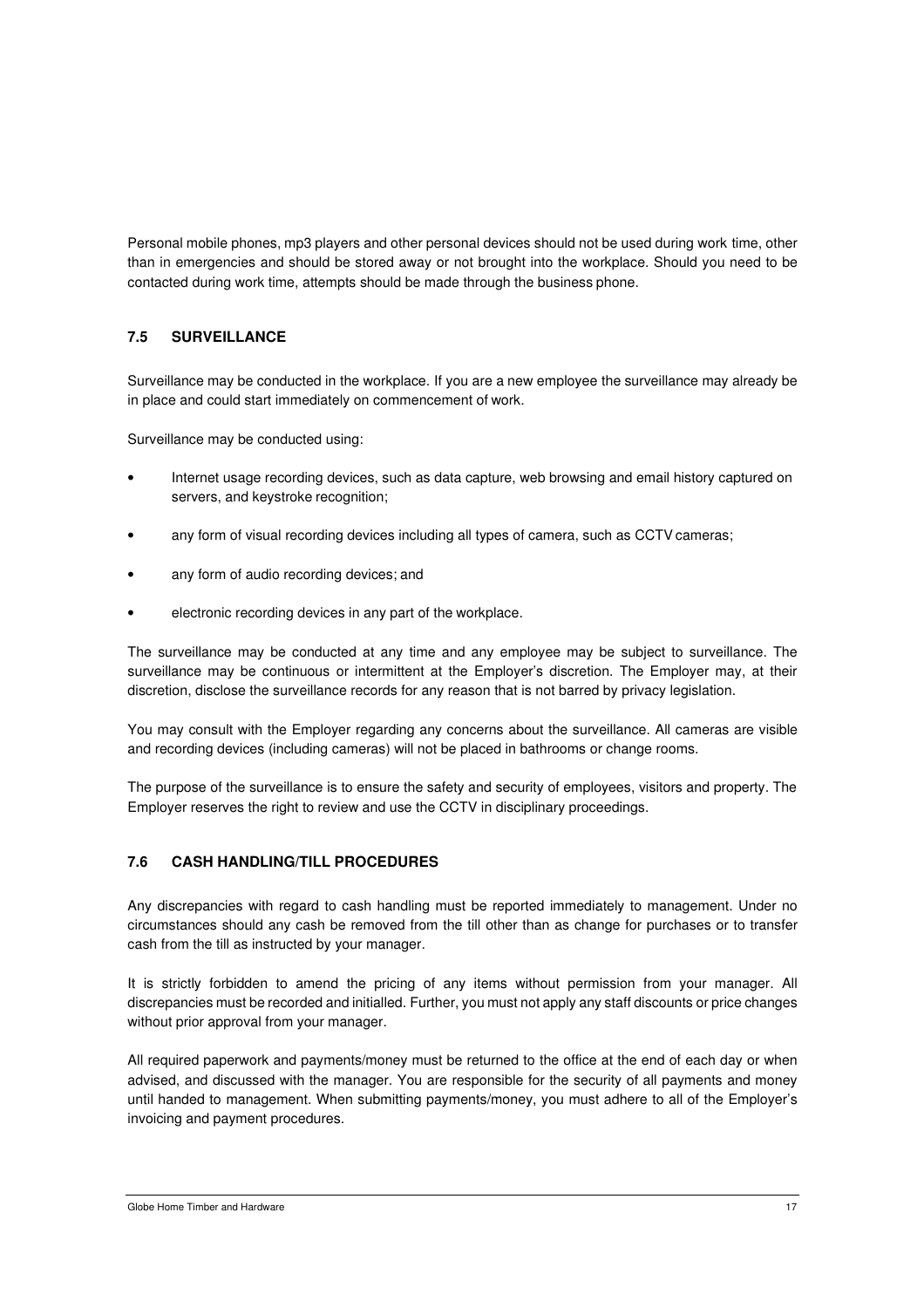Personal mobile phones, mp3 players and other personal devices should not be used during work time, other than in emergencies and should be stored away or not brought into the workplace. Should you need to be contacted during work time, attempts should be made through the business phone.

### 7.5 SURVEILLANCE

Surveillance may be conducted in the workplace. If you are a new employee the surveillance may already be in place and could start immediately on commencement of work.

Surveillance may be conducted using:

- Internet usage recording devices, such as data capture, web browsing and email history captured on servers, and keystroke recognition;
- any form of visual recording devices including all types of camera, such as CCTV cameras;
- any form of audio recording devices; and
- electronic recording devices in any part of the workplace.

The surveillance may be conducted at any time and any employee may be subject to surveillance. The surveillance may be continuous or intermittent at the Employer's discretion. The Employer may, at their discretion, disclose the surveillance records for any reason that is not barred by privacy legislation.

You may consult with the Employer regarding any concerns about the surveillance. All cameras are visible and recording devices (including cameras) will not be placed in bathrooms or change rooms.

The purpose of the surveillance is to ensure the safety and security of employees, visitors and property. The Employer reserves the right to review and use the CCTV in disciplinary proceedings.

### 7.6 CASH HANDLING/TILL PROCEDURES

Any discrepancies with regard to cash handling must be reported immediately to management. Under no circumstances should any cash be removed from the till other than as change for purchases or to transfer cash from the till as instructed by your manager.

It is strictly forbidden to amend the pricing of any items without permission from your manager. All discrepancies must be recorded and initialled. Further, you must not apply any staff discounts or price changes without prior approval from your manager.

All required paperwork and payments/money must be returned to the office at the end of each day or when advised, and discussed with the manager. You are responsible for the security of all payments and money until handed to management. When submitting payments/money, you must adhere to all of the Employer's invoicing and payment procedures.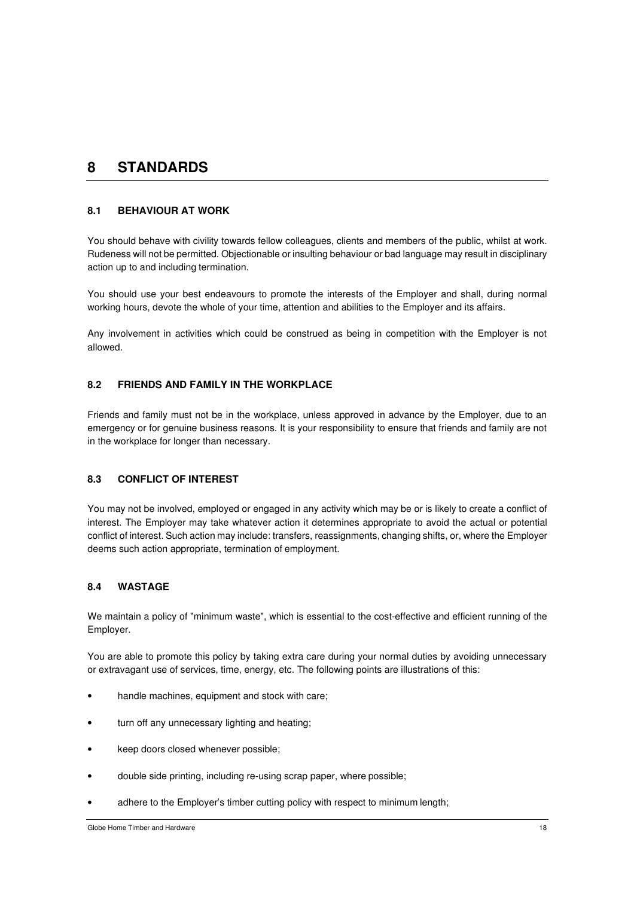# 8 STANDARDS

## 8.1 BEHAVIOUR AT WORK

You should behave with civility towards fellow colleagues, clients and members of the public, whilst at work. Rudeness will not be permitted. Objectionable or insulting behaviour or bad language may result in disciplinary action up to and including termination.

You should use your best endeavours to promote the interests of the Employer and shall, during normal working hours, devote the whole of your time, attention and abilities to the Employer and its affairs.

Any involvement in activities which could be construed as being in competition with the Employer is not allowed.

## 8.2 FRIENDS AND FAMILY IN THE WORKPLACE

Friends and family must not be in the workplace, unless approved in advance by the Employer, due to an emergency or for genuine business reasons. It is your responsibility to ensure that friends and family are not in the workplace for longer than necessary.

## 8.3 CONFLICT OF INTEREST

You may not be involved, employed or engaged in any activity which may be or is likely to create a conflict of interest. The Employer may take whatever action it determines appropriate to avoid the actual or potential conflict of interest. Such action may include: transfers, reassignments, changing shifts, or, where the Employer deems such action appropriate, termination of employment.

## 8.4 WASTAGE

We maintain a policy of "minimum waste", which is essential to the cost-effective and efficient running of the Employer.

You are able to promote this policy by taking extra care during your normal duties by avoiding unnecessary or extravagant use of services, time, energy, etc. The following points are illustrations of this:

- handle machines, equipment and stock with care;
- turn off any unnecessary lighting and heating;
- keep doors closed whenever possible;
- double side printing, including re-using scrap paper, where possible;
- adhere to the Employer's timber cutting policy with respect to minimum length;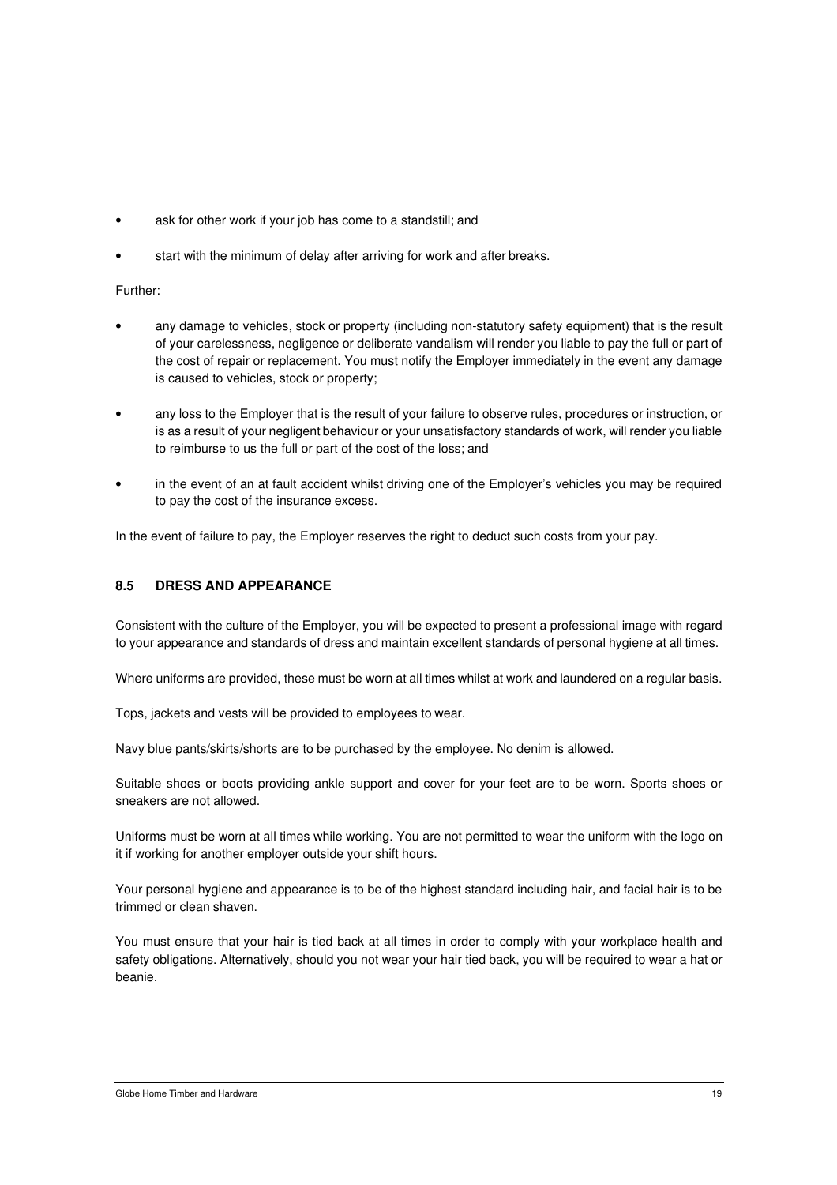- ask for other work if your job has come to a standstill; and
- start with the minimum of delay after arriving for work and after breaks.

Further:

- any damage to vehicles, stock or property (including non-statutory safety equipment) that is the result of your carelessness, negligence or deliberate vandalism will render you liable to pay the full or part of the cost of repair or replacement. You must notify the Employer immediately in the event any damage is caused to vehicles, stock or property;
- any loss to the Employer that is the result of your failure to observe rules, procedures or instruction, or is as a result of your negligent behaviour or your unsatisfactory standards of work, will render you liable to reimburse to us the full or part of the cost of the loss; and
- in the event of an at fault accident whilst driving one of the Employer's vehicles you may be required to pay the cost of the insurance excess.

In the event of failure to pay, the Employer reserves the right to deduct such costs from your pay.

### 8.5 DRESS AND APPEARANCE

Consistent with the culture of the Employer, you will be expected to present a professional image with regard to your appearance and standards of dress and maintain excellent standards of personal hygiene at all times.

Where uniforms are provided, these must be worn at all times whilst at work and laundered on a regular basis.

Tops, jackets and vests will be provided to employees to wear.

Navy blue pants/skirts/shorts are to be purchased by the employee. No denim is allowed.

Suitable shoes or boots providing ankle support and cover for your feet are to be worn. Sports shoes or sneakers are not allowed.

Uniforms must be worn at all times while working. You are not permitted to wear the uniform with the logo on it if working for another employer outside your shift hours.

Your personal hygiene and appearance is to be of the highest standard including hair, and facial hair is to be trimmed or clean shaven.

You must ensure that your hair is tied back at all times in order to comply with your workplace health and safety obligations. Alternatively, should you not wear your hair tied back, you will be required to wear a hat or beanie.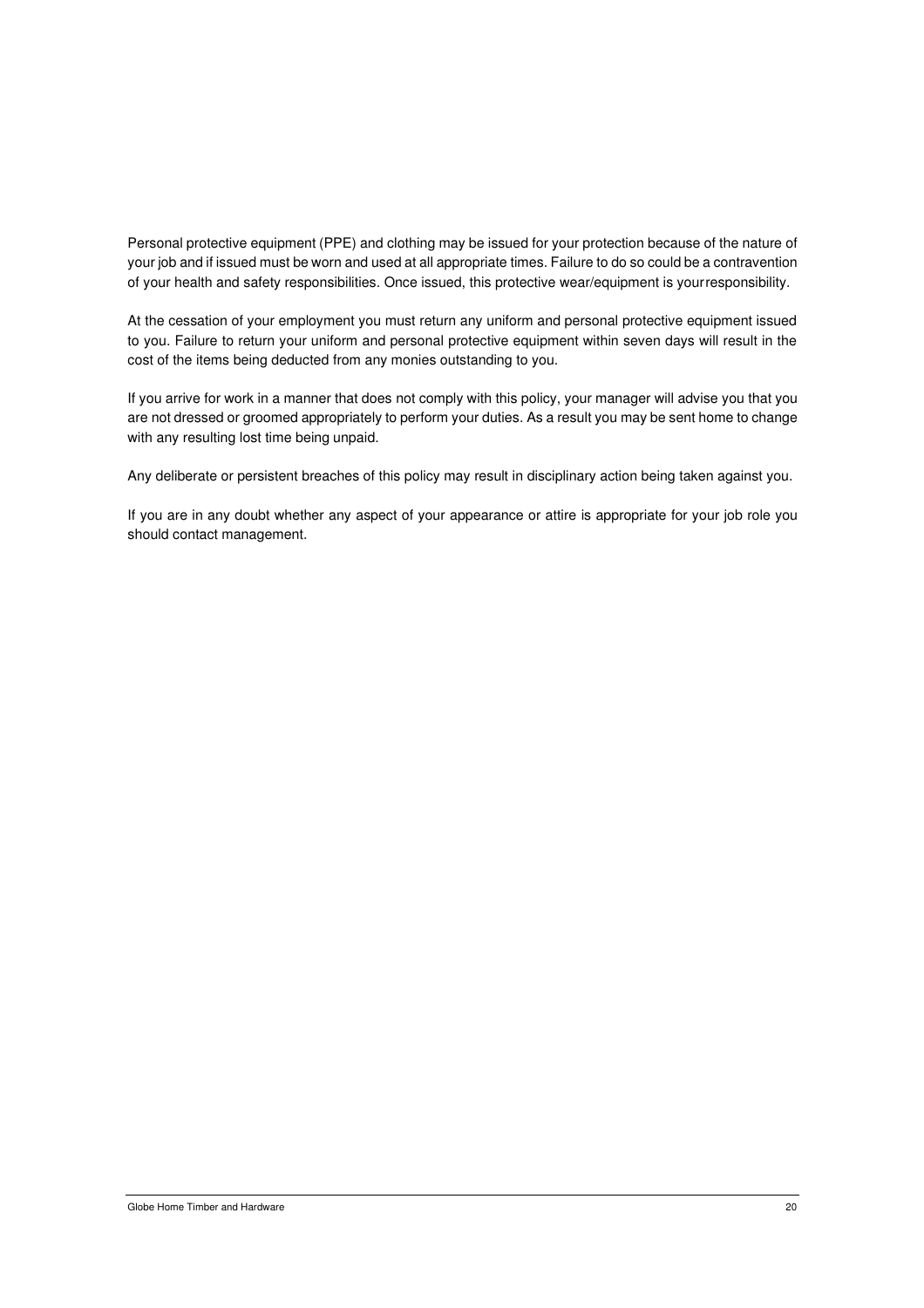Personal protective equipment (PPE) and clothing may be issued for your protection because of the nature of your job and if issued must be worn and used at all appropriate times. Failure to do so could be a contravention of your health and safety responsibilities. Once issued, this protective wear/equipment is your responsibility.

At the cessation of your employment you must return any uniform and personal protective equipment issued to you. Failure to return your uniform and personal protective equipment within seven days will result in the cost of the items being deducted from any monies outstanding to you.

If you arrive for work in a manner that does not comply with this policy, your manager will advise you that you are not dressed or groomed appropriately to perform your duties. As a result you may be sent home to change with any resulting lost time being unpaid.

Any deliberate or persistent breaches of this policy may result in disciplinary action being taken against you.

If you are in any doubt whether any aspect of your appearance or attire is appropriate for your job role you should contact management.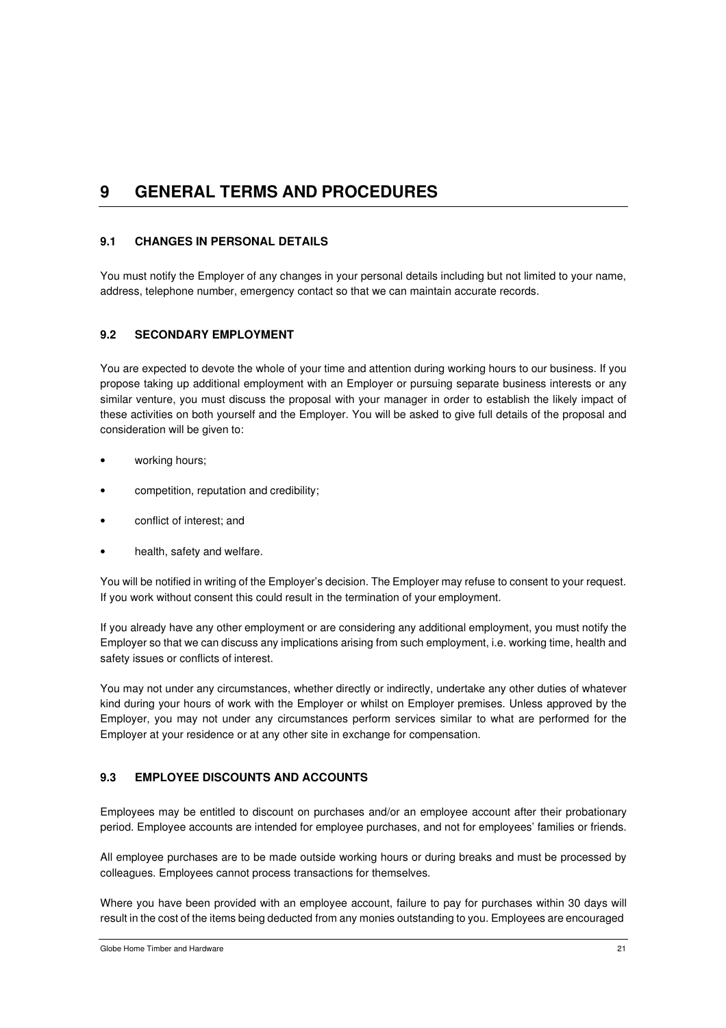# 9 GENERAL TERMS AND PROCEDURES

## 9.1 CHANGES IN PERSONAL DETAILS

You must notify the Employer of any changes in your personal details including but not limited to your name, address, telephone number, emergency contact so that we can maintain accurate records.

## 9.2 SECONDARY EMPLOYMENT

You are expected to devote the whole of your time and attention during working hours to our business. If you propose taking up additional employment with an Employer or pursuing separate business interests or any similar venture, you must discuss the proposal with your manager in order to establish the likely impact of these activities on both yourself and the Employer. You will be asked to give full details of the proposal and consideration will be given to:

- working hours;
- competition, reputation and credibility;
- conflict of interest; and
- health, safety and welfare.

You will be notified in writing of the Employer's decision. The Employer may refuse to consent to your request. If you work without consent this could result in the termination of your employment.

If you already have any other employment or are considering any additional employment, you must notify the Employer so that we can discuss any implications arising from such employment, i.e. working time, health and safety issues or conflicts of interest.

You may not under any circumstances, whether directly or indirectly, undertake any other duties of whatever kind during your hours of work with the Employer or whilst on Employer premises. Unless approved by the Employer, you may not under any circumstances perform services similar to what are performed for the Employer at your residence or at any other site in exchange for compensation.

## 9.3 EMPLOYEE DISCOUNTS AND ACCOUNTS

Employees may be entitled to discount on purchases and/or an employee account after their probationary period. Employee accounts are intended for employee purchases, and not for employees' families or friends.

All employee purchases are to be made outside working hours or during breaks and must be processed by colleagues. Employees cannot process transactions for themselves.

Where you have been provided with an employee account, failure to pay for purchases within 30 days will result in the cost of the items being deducted from any monies outstanding to you. Employees are encouraged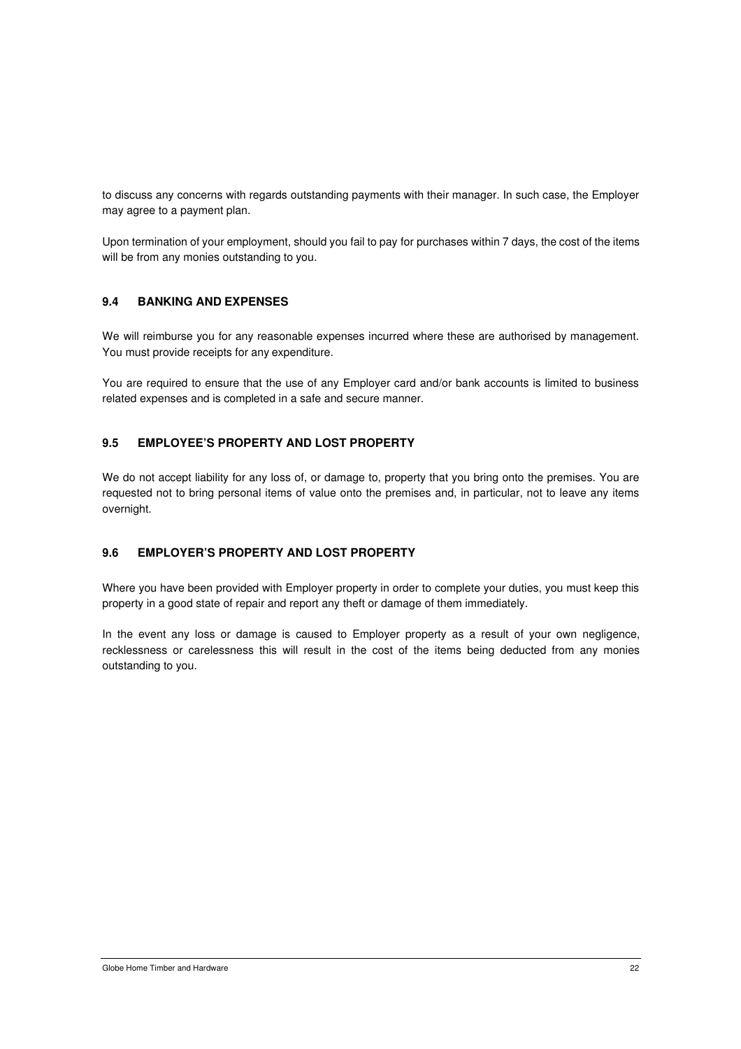to discuss any concerns with regards outstanding payments with their manager. In such case, the Employer may agree to a payment plan.

Upon termination of your employment, should you fail to pay for purchases within 7 days, the cost of the items will be from any monies outstanding to you.

### 9.4 BANKING AND EXPENSES

We will reimburse you for any reasonable expenses incurred where these are authorised by management. You must provide receipts for any expenditure.

You are required to ensure that the use of any Employer card and/or bank accounts is limited to business related expenses and is completed in a safe and secure manner.

### 9.5 EMPLOYEE'S PROPERTY AND LOST PROPERTY

We do not accept liability for any loss of, or damage to, property that you bring onto the premises. You are requested not to bring personal items of value onto the premises and, in particular, not to leave any items overnight.

### 9.6 EMPLOYER'S PROPERTY AND LOST PROPERTY

Where you have been provided with Employer property in order to complete your duties, you must keep this property in a good state of repair and report any theft or damage of them immediately.

In the event any loss or damage is caused to Employer property as a result of your own negligence, recklessness or carelessness this will result in the cost of the items being deducted from any monies outstanding to you.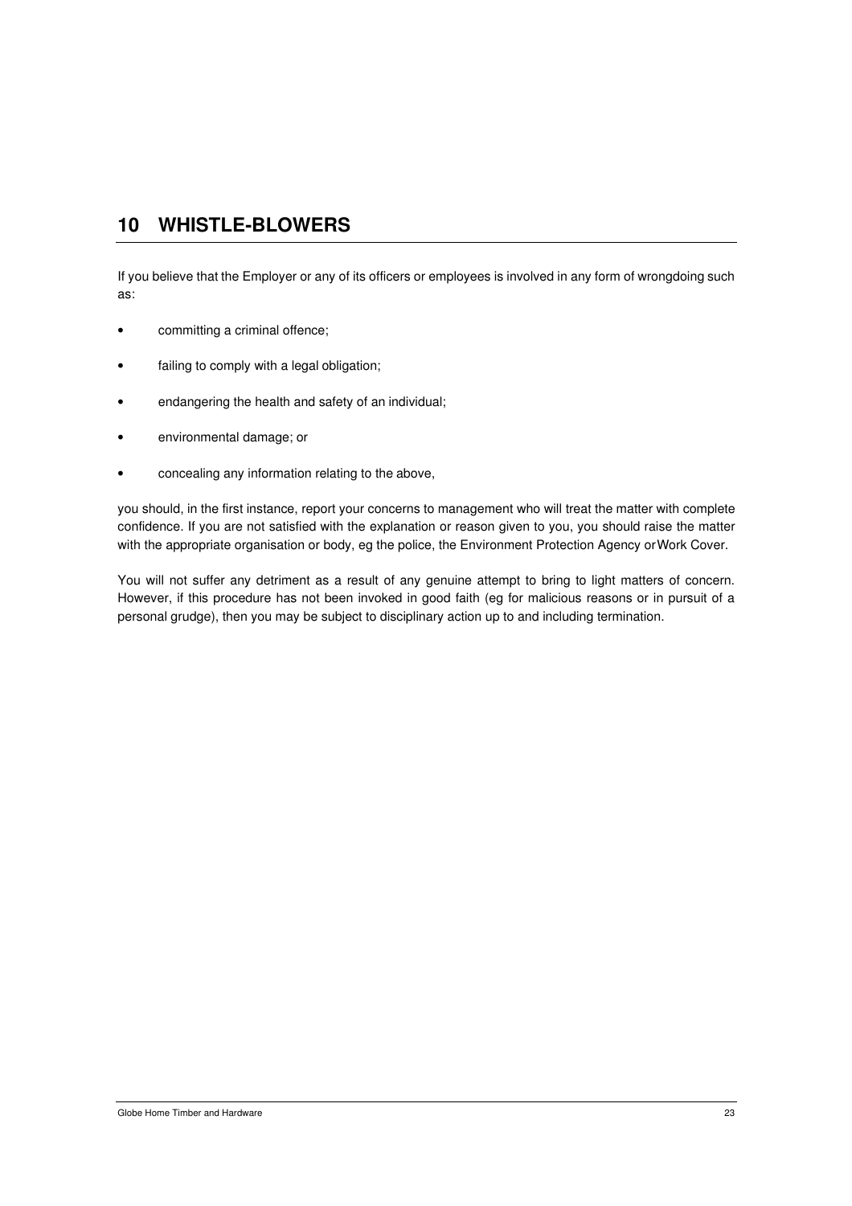## 10 WHISTLE-BLOWERS

If you believe that the Employer or any of its officers or employees is involved in any form of wrongdoing such as:

- committing a criminal offence;
- failing to comply with a legal obligation;
- endangering the health and safety of an individual;
- environmental damage; or
- concealing any information relating to the above,

you should, in the first instance, report your concerns to management who will treat the matter with complete confidence. If you are not satisfied with the explanation or reason given to you, you should raise the matter with the appropriate organisation or body, eg the police, the Environment Protection Agency or Work Cover.

You will not suffer any detriment as a result of any genuine attempt to bring to light matters of concern. However, if this procedure has not been invoked in good faith (eg for malicious reasons or in pursuit of a personal grudge), then you may be subject to disciplinary action up to and including termination.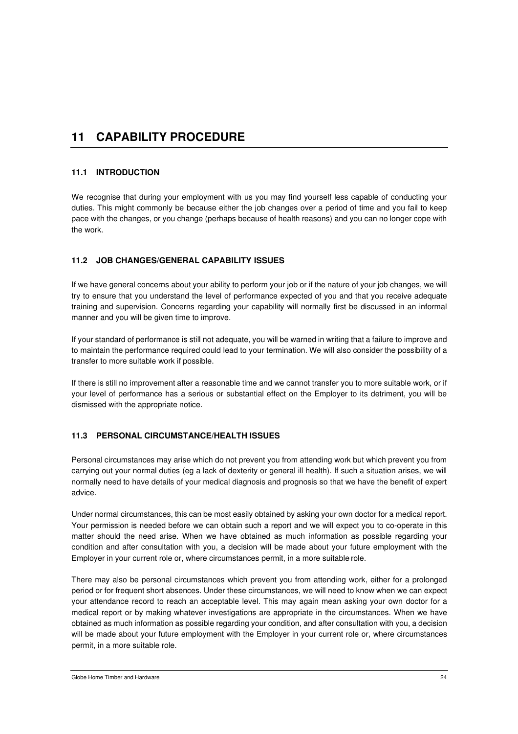# 11 CAPABILITY PROCEDURE

## 11.1 INTRODUCTION

We recognise that during your employment with us you may find yourself less capable of conducting your duties. This might commonly be because either the job changes over a period of time and you fail to keep pace with the changes, or you change (perhaps because of health reasons) and you can no longer cope with the work.

## 11.2 JOB CHANGES/GENERAL CAPABILITY ISSUES

If we have general concerns about your ability to perform your job or if the nature of your job changes, we will try to ensure that you understand the level of performance expected of you and that you receive adequate training and supervision. Concerns regarding your capability will normally first be discussed in an informal manner and you will be given time to improve.

If your standard of performance is still not adequate, you will be warned in writing that a failure to improve and to maintain the performance required could lead to your termination. We will also consider the possibility of a transfer to more suitable work if possible.

If there is still no improvement after a reasonable time and we cannot transfer you to more suitable work, or if your level of performance has a serious or substantial effect on the Employer to its detriment, you will be dismissed with the appropriate notice.

## 11.3 PERSONAL CIRCUMSTANCE/HEALTH ISSUES

Personal circumstances may arise which do not prevent you from attending work but which prevent you from carrying out your normal duties (eg a lack of dexterity or general ill health). If such a situation arises, we will normally need to have details of your medical diagnosis and prognosis so that we have the benefit of expert advice.

Under normal circumstances, this can be most easily obtained by asking your own doctor for a medical report. Your permission is needed before we can obtain such a report and we will expect you to co-operate in this matter should the need arise. When we have obtained as much information as possible regarding your condition and after consultation with you, a decision will be made about your future employment with the Employer in your current role or, where circumstances permit, in a more suitable role.

There may also be personal circumstances which prevent you from attending work, either for a prolonged period or for frequent short absences. Under these circumstances, we will need to know when we can expect your attendance record to reach an acceptable level. This may again mean asking your own doctor for a medical report or by making whatever investigations are appropriate in the circumstances. When we have obtained as much information as possible regarding your condition, and after consultation with you, a decision will be made about your future employment with the Employer in your current role or, where circumstances permit, in a more suitable role.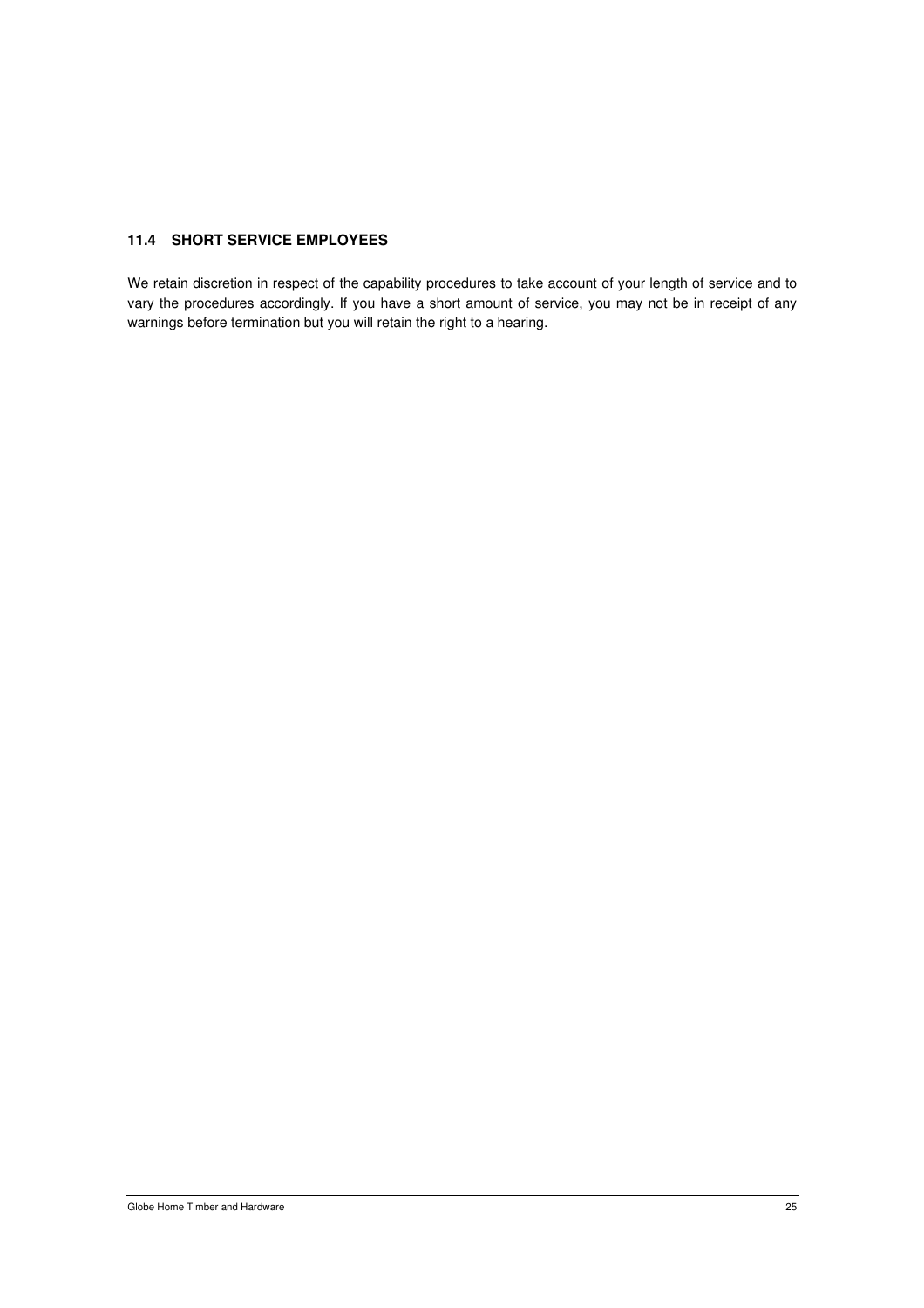### 11.4 SHORT SERVICE EMPLOYEES

We retain discretion in respect of the capability procedures to take account of your length of service and to vary the procedures accordingly. If you have a short amount of service, you may not be in receipt of any warnings before termination but you will retain the right to a hearing.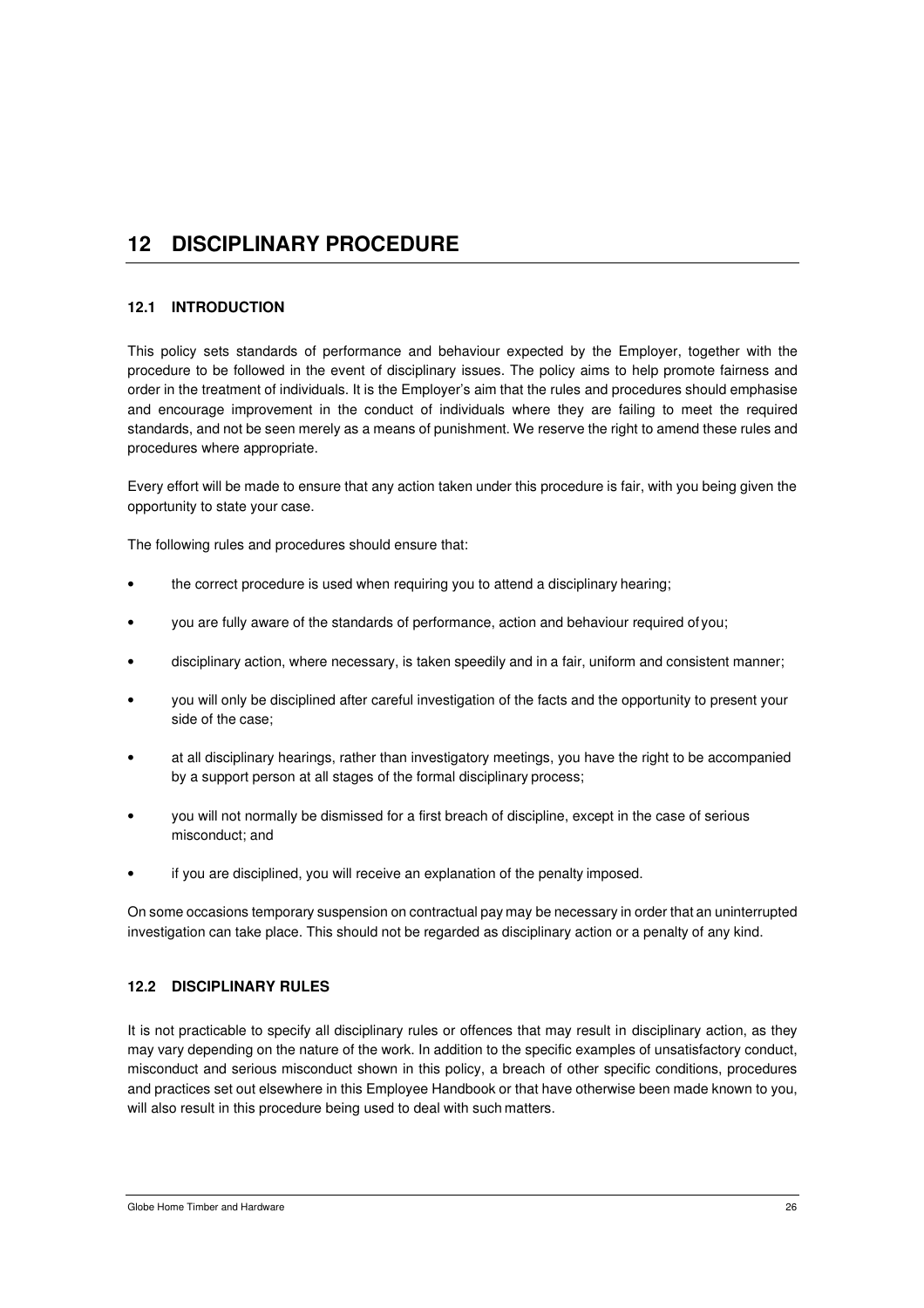# 12 DISCIPLINARY PROCEDURE

## 12.1 INTRODUCTION

This policy sets standards of performance and behaviour expected by the Employer, together with the procedure to be followed in the event of disciplinary issues. The policy aims to help promote fairness and order in the treatment of individuals. It is the Employer's aim that the rules and procedures should emphasise and encourage improvement in the conduct of individuals where they are failing to meet the required standards, and not be seen merely as a means of punishment. We reserve the right to amend these rules and procedures where appropriate.

Every effort will be made to ensure that any action taken under this procedure is fair, with you being given the opportunity to state your case.

The following rules and procedures should ensure that:

- the correct procedure is used when requiring you to attend a disciplinary hearing;
- you are fully aware of the standards of performance, action and behaviour required of you;
- disciplinary action, where necessary, is taken speedily and in a fair, uniform and consistent manner;
- you will only be disciplined after careful investigation of the facts and the opportunity to present your side of the case;
- at all disciplinary hearings, rather than investigatory meetings, you have the right to be accompanied by a support person at all stages of the formal disciplinary process;
- you will not normally be dismissed for a first breach of discipline, except in the case of serious misconduct; and
- if you are disciplined, you will receive an explanation of the penalty imposed.

On some occasions temporary suspension on contractual pay may be necessary in order that an uninterrupted investigation can take place. This should not be regarded as disciplinary action or a penalty of any kind.

## 12.2 DISCIPLINARY RULES

It is not practicable to specify all disciplinary rules or offences that may result in disciplinary action, as they may vary depending on the nature of the work. In addition to the specific examples of unsatisfactory conduct, misconduct and serious misconduct shown in this policy, a breach of other specific conditions, procedures and practices set out elsewhere in this Employee Handbook or that have otherwise been made known to you, will also result in this procedure being used to deal with such matters.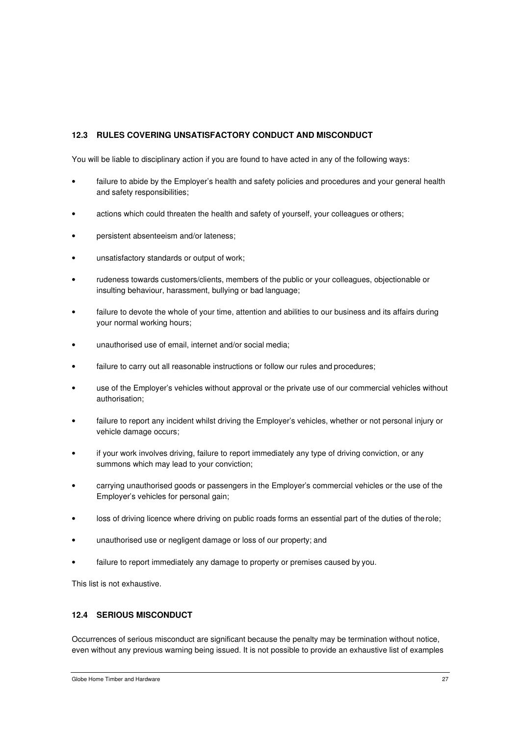### 12.3 RULES COVERING UNSATISFACTORY CONDUCT AND MISCONDUCT

You will be liable to disciplinary action if you are found to have acted in any of the following ways:

- failure to abide by the Employer's health and safety policies and procedures and your general health and safety responsibilities;
- actions which could threaten the health and safety of yourself, your colleagues or others;
- persistent absenteeism and/or lateness;
- unsatisfactory standards or output of work;
- rudeness towards customers/clients, members of the public or your colleagues, objectionable or insulting behaviour, harassment, bullying or bad language;
- failure to devote the whole of your time, attention and abilities to our business and its affairs during your normal working hours;
- unauthorised use of email, internet and/or social media;
- failure to carry out all reasonable instructions or follow our rules and procedures;
- use of the Employer's vehicles without approval or the private use of our commercial vehicles without authorisation;
- failure to report any incident whilst driving the Employer's vehicles, whether or not personal injury or vehicle damage occurs;
- if your work involves driving, failure to report immediately any type of driving conviction, or any summons which may lead to your conviction;
- carrying unauthorised goods or passengers in the Employer's commercial vehicles or the use of the Employer's vehicles for personal gain;
- loss of driving licence where driving on public roads forms an essential part of the duties of the role;
- unauthorised use or negligent damage or loss of our property; and
- failure to report immediately any damage to property or premises caused by you.

This list is not exhaustive.

### 12.4 SERIOUS MISCONDUCT

Occurrences of serious misconduct are significant because the penalty may be termination without notice, even without any previous warning being issued. It is not possible to provide an exhaustive list of examples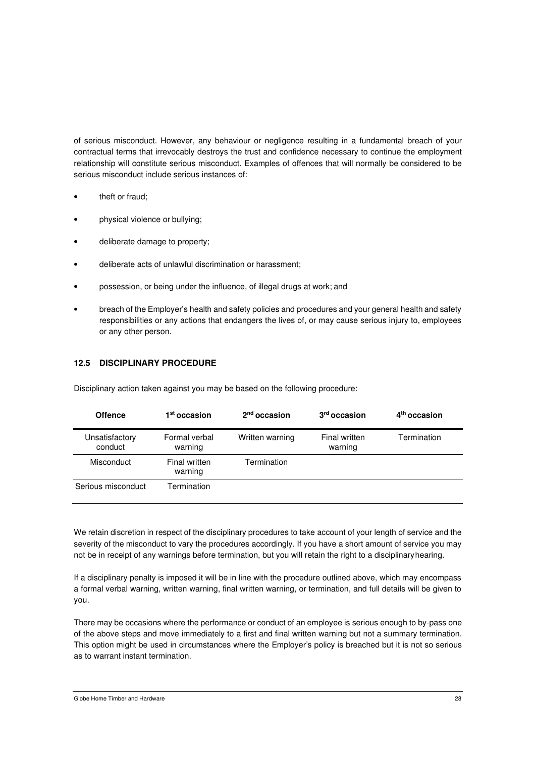of serious misconduct. However, any behaviour or negligence resulting in a fundamental breach of your contractual terms that irrevocably destroys the trust and confidence necessary to continue the employment relationship will constitute serious misconduct. Examples of offences that will normally be considered to be serious misconduct include serious instances of:

- theft or fraud;
- physical violence or bullying;
- deliberate damage to property;
- deliberate acts of unlawful discrimination or harassment;
- possession, or being under the influence, of illegal drugs at work; and
- breach of the Employer's health and safety policies and procedures and your general health and safety responsibilities or any actions that endangers the lives of, or may cause serious injury to, employees or any other person.

### 12.5 DISCIPLINARY PROCEDURE

Disciplinary action taken against you may be based on the following procedure:

| Offence | 1st occasion | 2nd occasion | 3rd occasion | 4th occasion |
|---|---|---|---|---|
| Unsatisfactory conduct | Formal verbal warning | Written warning | Final written warning | Termination |
| Misconduct | Final written warning | Termination | | |
| Serious misconduct | Termination | | | |

We retain discretion in respect of the disciplinary procedures to take account of your length of service and the severity of the misconduct to vary the procedures accordingly. If you have a short amount of service you may not be in receipt of any warnings before termination, but you will retain the right to a disciplinary hearing.

If a disciplinary penalty is imposed it will be in line with the procedure outlined above, which may encompass a formal verbal warning, written warning, final written warning, or termination, and full details will be given to you.

There may be occasions where the performance or conduct of an employee is serious enough to by-pass one of the above steps and move immediately to a first and final written warning but not a summary termination. This option might be used in circumstances where the Employer's policy is breached but it is not so serious as to warrant instant termination.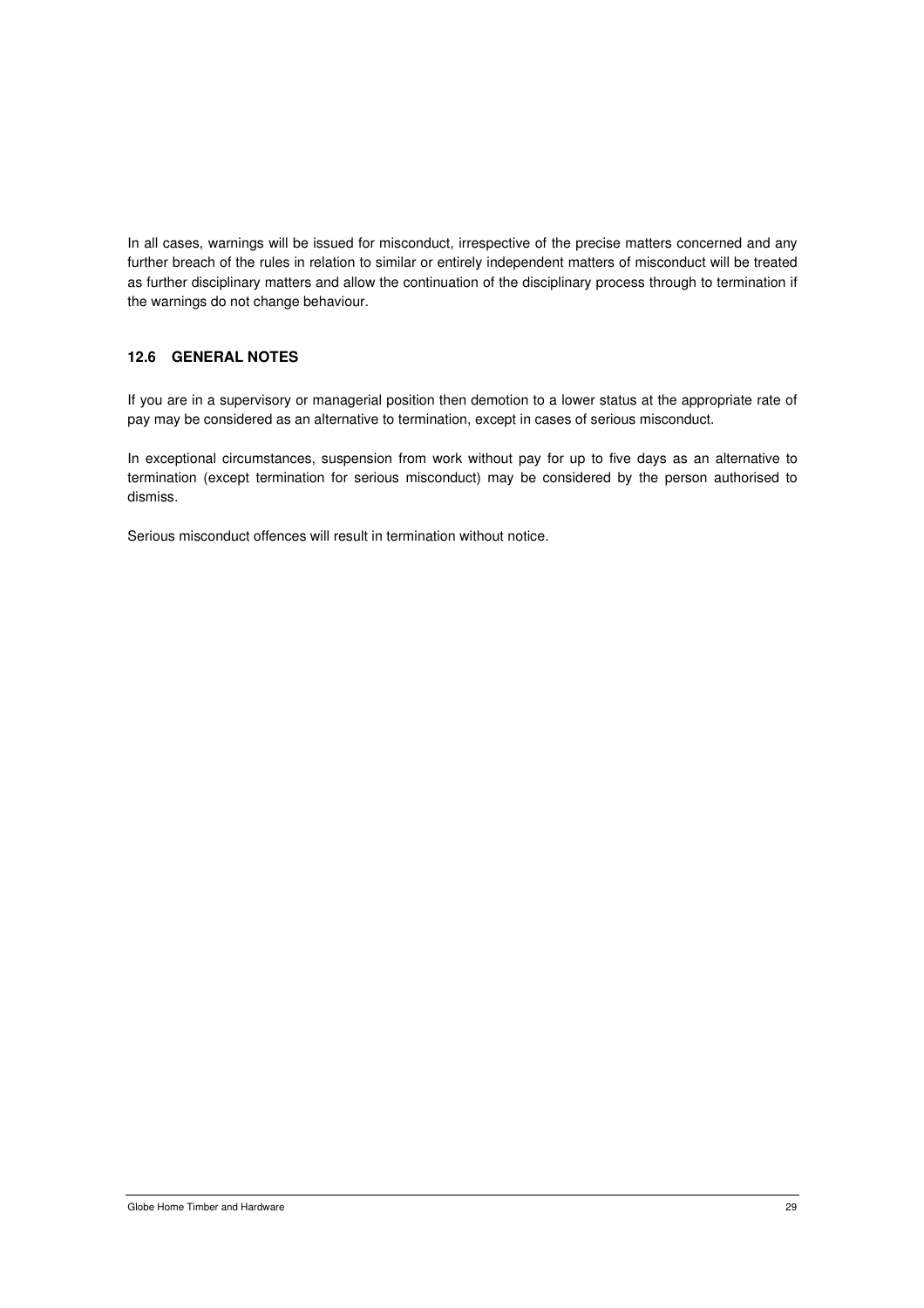In all cases, warnings will be issued for misconduct, irrespective of the precise matters concerned and any further breach of the rules in relation to similar or entirely independent matters of misconduct will be treated as further disciplinary matters and allow the continuation of the disciplinary process through to termination if the warnings do not change behaviour.

### 12.6 GENERAL NOTES

If you are in a supervisory or managerial position then demotion to a lower status at the appropriate rate of pay may be considered as an alternative to termination, except in cases of serious misconduct.

In exceptional circumstances, suspension from work without pay for up to five days as an alternative to termination (except termination for serious misconduct) may be considered by the person authorised to dismiss.

Serious misconduct offences will result in termination without notice.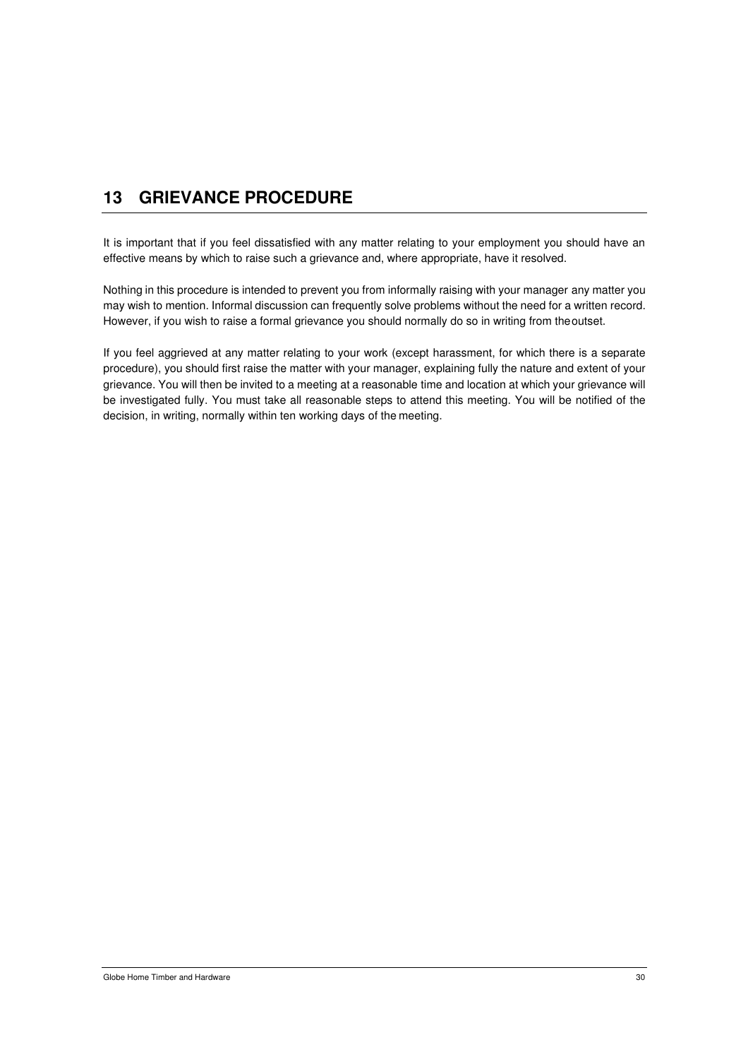## 13 GRIEVANCE PROCEDURE

It is important that if you feel dissatisfied with any matter relating to your employment you should have an effective means by which to raise such a grievance and, where appropriate, have it resolved.

Nothing in this procedure is intended to prevent you from informally raising with your manager any matter you may wish to mention. Informal discussion can frequently solve problems without the need for a written record. However, if you wish to raise a formal grievance you should normally do so in writing from the outset.

If you feel aggrieved at any matter relating to your work (except harassment, for which there is a separate procedure), you should first raise the matter with your manager, explaining fully the nature and extent of your grievance. You will then be invited to a meeting at a reasonable time and location at which your grievance will be investigated fully. You must take all reasonable steps to attend this meeting. You will be notified of the decision, in writing, normally within ten working days of the meeting.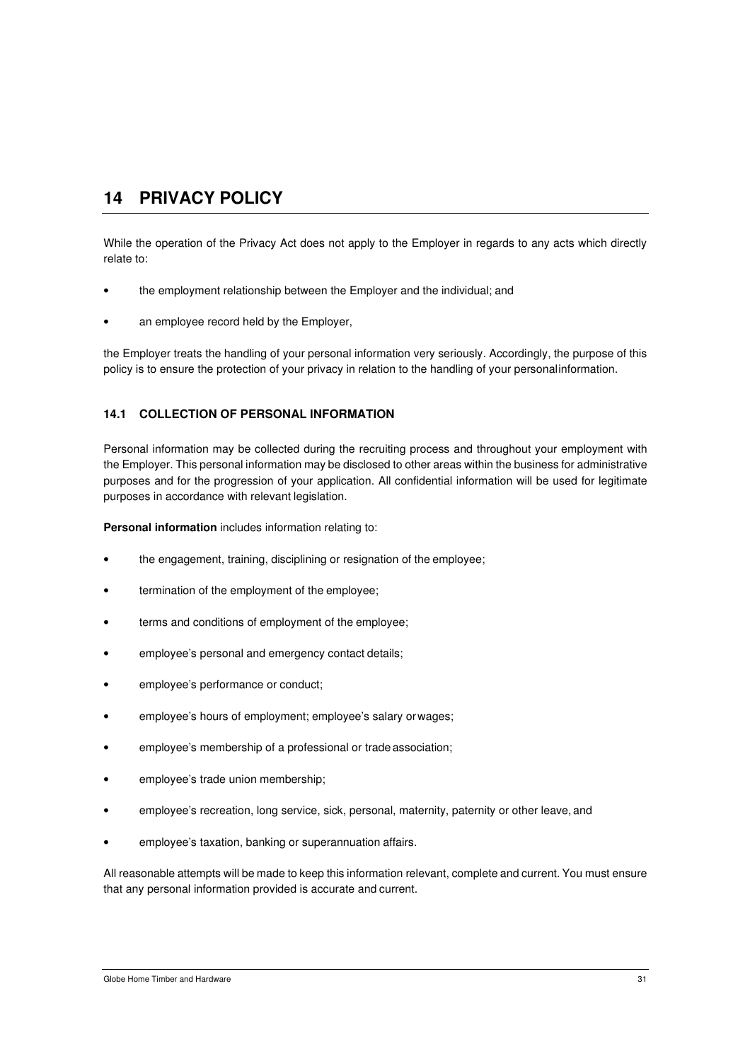# 14 PRIVACY POLICY

While the operation of the Privacy Act does not apply to the Employer in regards to any acts which directly relate to:

- the employment relationship between the Employer and the individual; and
- an employee record held by the Employer,

the Employer treats the handling of your personal information very seriously. Accordingly, the purpose of this policy is to ensure the protection of your privacy in relation to the handling of your personal information.

## 14.1 COLLECTION OF PERSONAL INFORMATION

Personal information may be collected during the recruiting process and throughout your employment with the Employer. This personal information may be disclosed to other areas within the business for administrative purposes and for the progression of your application. All confidential information will be used for legitimate purposes in accordance with relevant legislation.

**Personal information** includes information relating to:

- the engagement, training, disciplining or resignation of the employee;
- termination of the employment of the employee;
- terms and conditions of employment of the employee;
- employee's personal and emergency contact details;
- employee's performance or conduct;
- employee's hours of employment; employee's salary or wages;
- employee's membership of a professional or trade association;
- employee's trade union membership;
- employee's recreation, long service, sick, personal, maternity, paternity or other leave, and
- employee's taxation, banking or superannuation affairs.

All reasonable attempts will be made to keep this information relevant, complete and current. You must ensure that any personal information provided is accurate and current.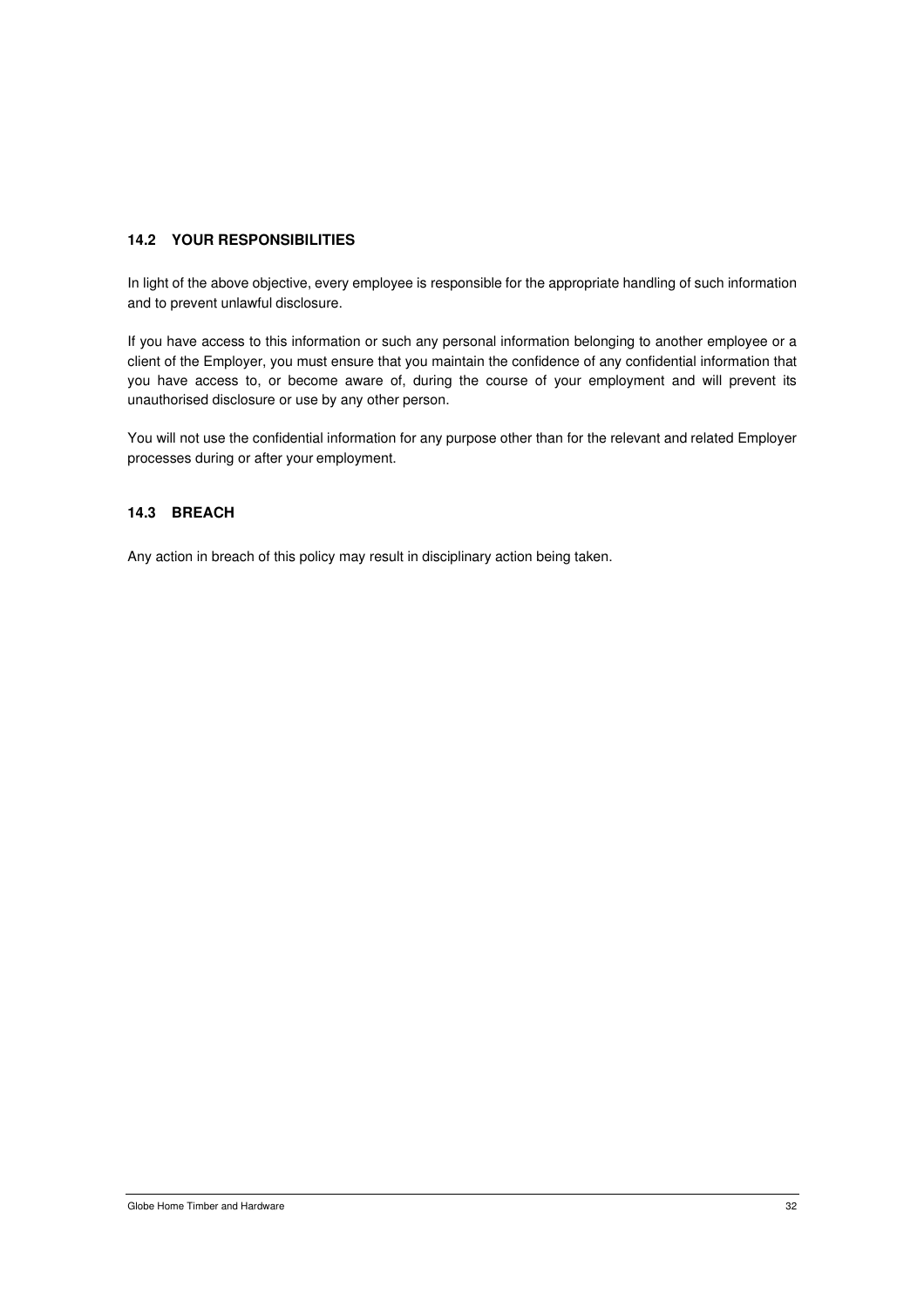### 14.2 YOUR RESPONSIBILITIES

In light of the above objective, every employee is responsible for the appropriate handling of such information and to prevent unlawful disclosure.

If you have access to this information or such any personal information belonging to another employee or a client of the Employer, you must ensure that you maintain the confidence of any confidential information that you have access to, or become aware of, during the course of your employment and will prevent its unauthorised disclosure or use by any other person.

You will not use the confidential information for any purpose other than for the relevant and related Employer processes during or after your employment.

### 14.3 BREACH

Any action in breach of this policy may result in disciplinary action being taken.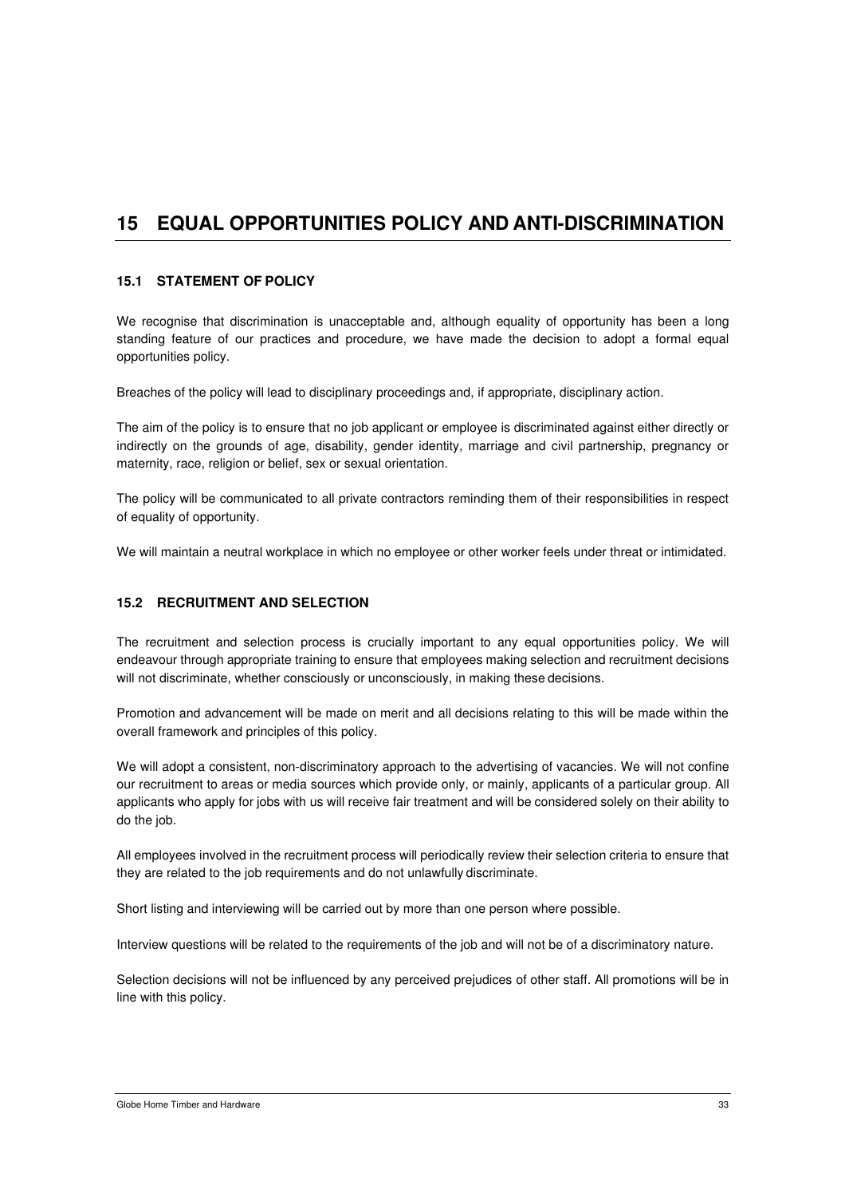# 15 EQUAL OPPORTUNITIES POLICY AND ANTI-DISCRIMINATION

## 15.1 STATEMENT OF POLICY

We recognise that discrimination is unacceptable and, although equality of opportunity has been a long standing feature of our practices and procedure, we have made the decision to adopt a formal equal opportunities policy.

Breaches of the policy will lead to disciplinary proceedings and, if appropriate, disciplinary action.

The aim of the policy is to ensure that no job applicant or employee is discriminated against either directly or indirectly on the grounds of age, disability, gender identity, marriage and civil partnership, pregnancy or maternity, race, religion or belief, sex or sexual orientation.

The policy will be communicated to all private contractors reminding them of their responsibilities in respect of equality of opportunity.

We will maintain a neutral workplace in which no employee or other worker feels under threat or intimidated.

## 15.2 RECRUITMENT AND SELECTION

The recruitment and selection process is crucially important to any equal opportunities policy. We will endeavour through appropriate training to ensure that employees making selection and recruitment decisions will not discriminate, whether consciously or unconsciously, in making these decisions.

Promotion and advancement will be made on merit and all decisions relating to this will be made within the overall framework and principles of this policy.

We will adopt a consistent, non-discriminatory approach to the advertising of vacancies. We will not confine our recruitment to areas or media sources which provide only, or mainly, applicants of a particular group. All applicants who apply for jobs with us will receive fair treatment and will be considered solely on their ability to do the job.

All employees involved in the recruitment process will periodically review their selection criteria to ensure that they are related to the job requirements and do not unlawfully discriminate.

Short listing and interviewing will be carried out by more than one person where possible.

Interview questions will be related to the requirements of the job and will not be of a discriminatory nature.

Selection decisions will not be influenced by any perceived prejudices of other staff. All promotions will be in line with this policy.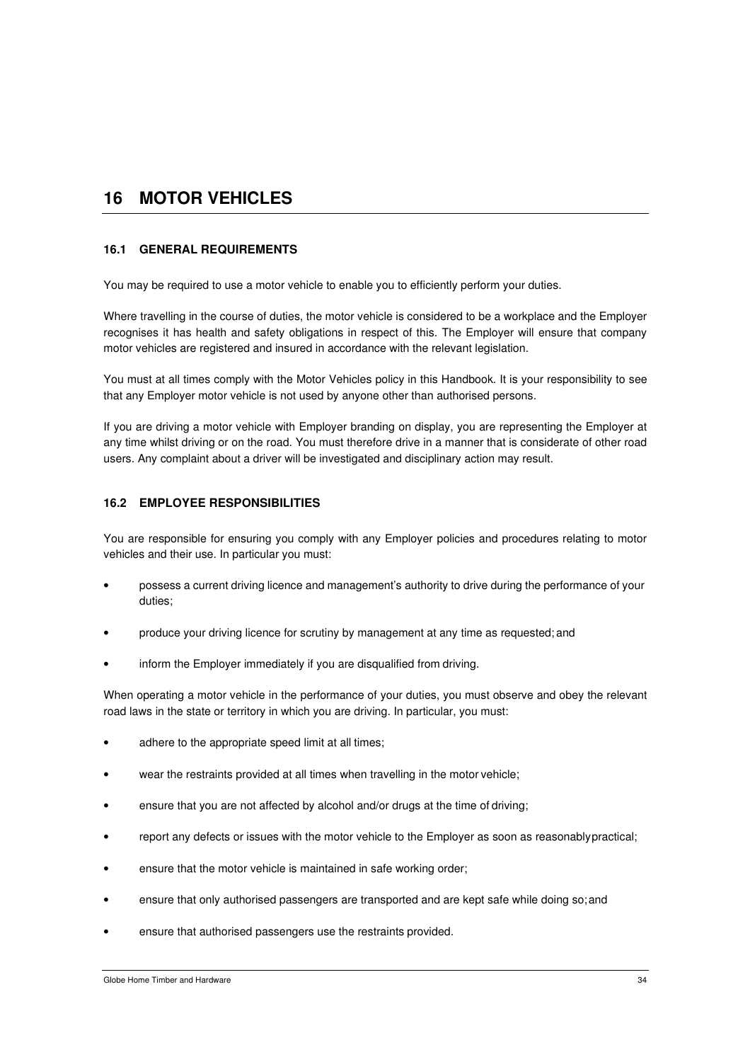# 16 MOTOR VEHICLES

## 16.1 GENERAL REQUIREMENTS

You may be required to use a motor vehicle to enable you to efficiently perform your duties.

Where travelling in the course of duties, the motor vehicle is considered to be a workplace and the Employer recognises it has health and safety obligations in respect of this. The Employer will ensure that company motor vehicles are registered and insured in accordance with the relevant legislation.

You must at all times comply with the Motor Vehicles policy in this Handbook. It is your responsibility to see that any Employer motor vehicle is not used by anyone other than authorised persons.

If you are driving a motor vehicle with Employer branding on display, you are representing the Employer at any time whilst driving or on the road. You must therefore drive in a manner that is considerate of other road users. Any complaint about a driver will be investigated and disciplinary action may result.

## 16.2 EMPLOYEE RESPONSIBILITIES

You are responsible for ensuring you comply with any Employer policies and procedures relating to motor vehicles and their use. In particular you must:

- possess a current driving licence and management's authority to drive during the performance of your duties;
- produce your driving licence for scrutiny by management at any time as requested; and
- inform the Employer immediately if you are disqualified from driving.

When operating a motor vehicle in the performance of your duties, you must observe and obey the relevant road laws in the state or territory in which you are driving. In particular, you must:

- adhere to the appropriate speed limit at all times;
- wear the restraints provided at all times when travelling in the motor vehicle;
- ensure that you are not affected by alcohol and/or drugs at the time of driving;
- report any defects or issues with the motor vehicle to the Employer as soon as reasonably practical;
- ensure that the motor vehicle is maintained in safe working order;
- ensure that only authorised passengers are transported and are kept safe while doing so; and
- ensure that authorised passengers use the restraints provided.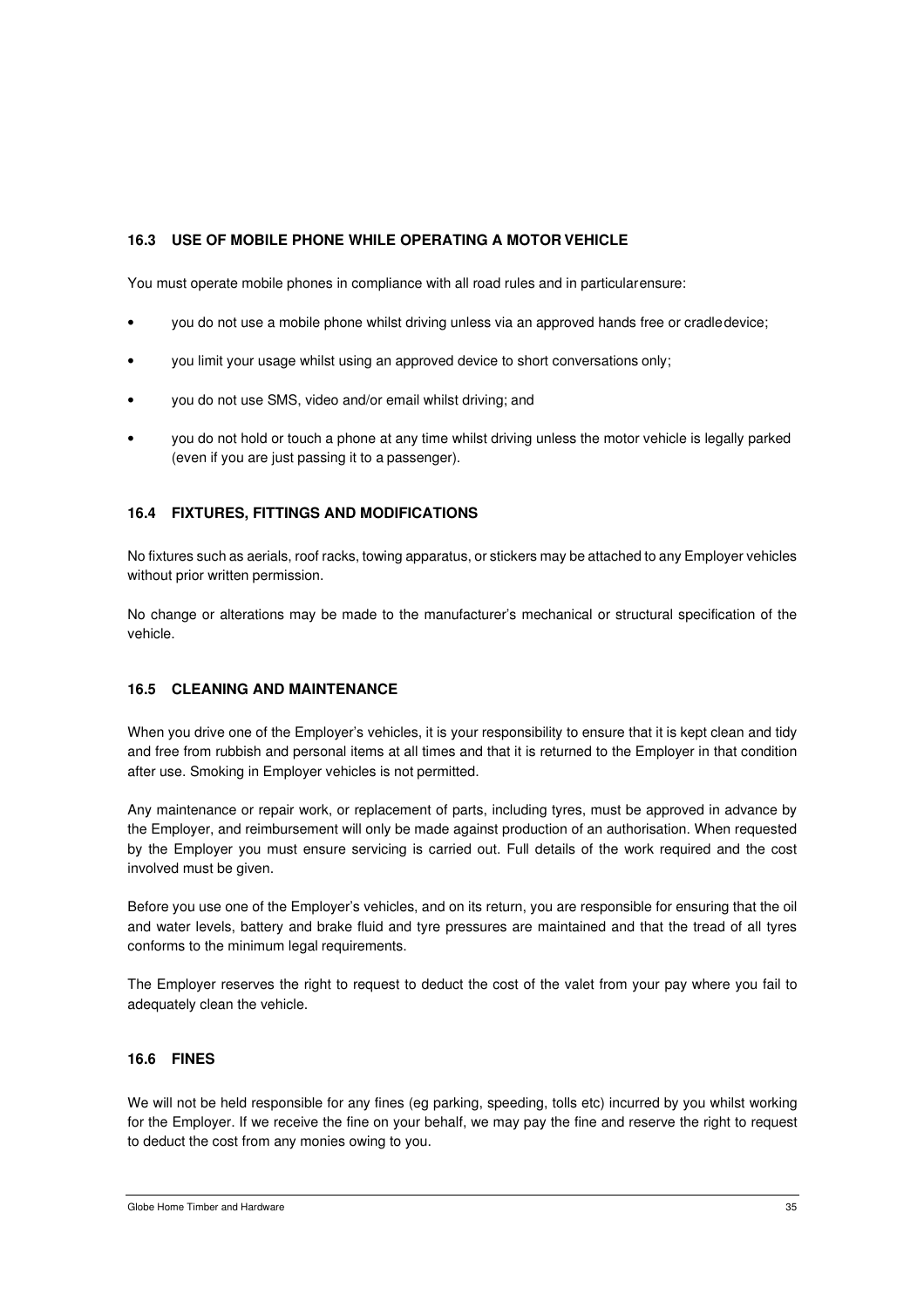### 16.3 USE OF MOBILE PHONE WHILE OPERATING A MOTOR VEHICLE

You must operate mobile phones in compliance with all road rules and in particular ensure:

- you do not use a mobile phone whilst driving unless via an approved hands free or cradle device;
- you limit your usage whilst using an approved device to short conversations only;
- you do not use SMS, video and/or email whilst driving; and
- you do not hold or touch a phone at any time whilst driving unless the motor vehicle is legally parked (even if you are just passing it to a passenger).

### 16.4 FIXTURES, FITTINGS AND MODIFICATIONS

No fixtures such as aerials, roof racks, towing apparatus, or stickers may be attached to any Employer vehicles without prior written permission.

No change or alterations may be made to the manufacturer's mechanical or structural specification of the vehicle.

### 16.5 CLEANING AND MAINTENANCE

When you drive one of the Employer's vehicles, it is your responsibility to ensure that it is kept clean and tidy and free from rubbish and personal items at all times and that it is returned to the Employer in that condition after use. Smoking in Employer vehicles is not permitted.

Any maintenance or repair work, or replacement of parts, including tyres, must be approved in advance by the Employer, and reimbursement will only be made against production of an authorisation. When requested by the Employer you must ensure servicing is carried out. Full details of the work required and the cost involved must be given.

Before you use one of the Employer's vehicles, and on its return, you are responsible for ensuring that the oil and water levels, battery and brake fluid and tyre pressures are maintained and that the tread of all tyres conforms to the minimum legal requirements.

The Employer reserves the right to request to deduct the cost of the valet from your pay where you fail to adequately clean the vehicle.

### 16.6 FINES

We will not be held responsible for any fines (eg parking, speeding, tolls etc) incurred by you whilst working for the Employer. If we receive the fine on your behalf, we may pay the fine and reserve the right to request to deduct the cost from any monies owing to you.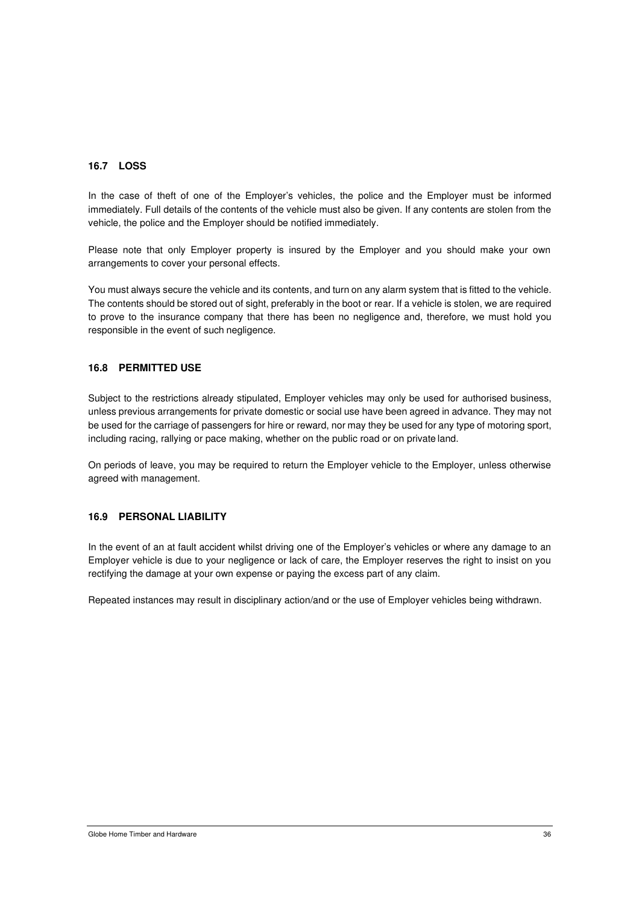### 16.7 LOSS

In the case of theft of one of the Employer's vehicles, the police and the Employer must be informed immediately. Full details of the contents of the vehicle must also be given. If any contents are stolen from the vehicle, the police and the Employer should be notified immediately.

Please note that only Employer property is insured by the Employer and you should make your own arrangements to cover your personal effects.

You must always secure the vehicle and its contents, and turn on any alarm system that is fitted to the vehicle. The contents should be stored out of sight, preferably in the boot or rear. If a vehicle is stolen, we are required to prove to the insurance company that there has been no negligence and, therefore, we must hold you responsible in the event of such negligence.

### 16.8 PERMITTED USE

Subject to the restrictions already stipulated, Employer vehicles may only be used for authorised business, unless previous arrangements for private domestic or social use have been agreed in advance. They may not be used for the carriage of passengers for hire or reward, nor may they be used for any type of motoring sport, including racing, rallying or pace making, whether on the public road or on private land.

On periods of leave, you may be required to return the Employer vehicle to the Employer, unless otherwise agreed with management.

### 16.9 PERSONAL LIABILITY

In the event of an at fault accident whilst driving one of the Employer's vehicles or where any damage to an Employer vehicle is due to your negligence or lack of care, the Employer reserves the right to insist on you rectifying the damage at your own expense or paying the excess part of any claim.

Repeated instances may result in disciplinary action/and or the use of Employer vehicles being withdrawn.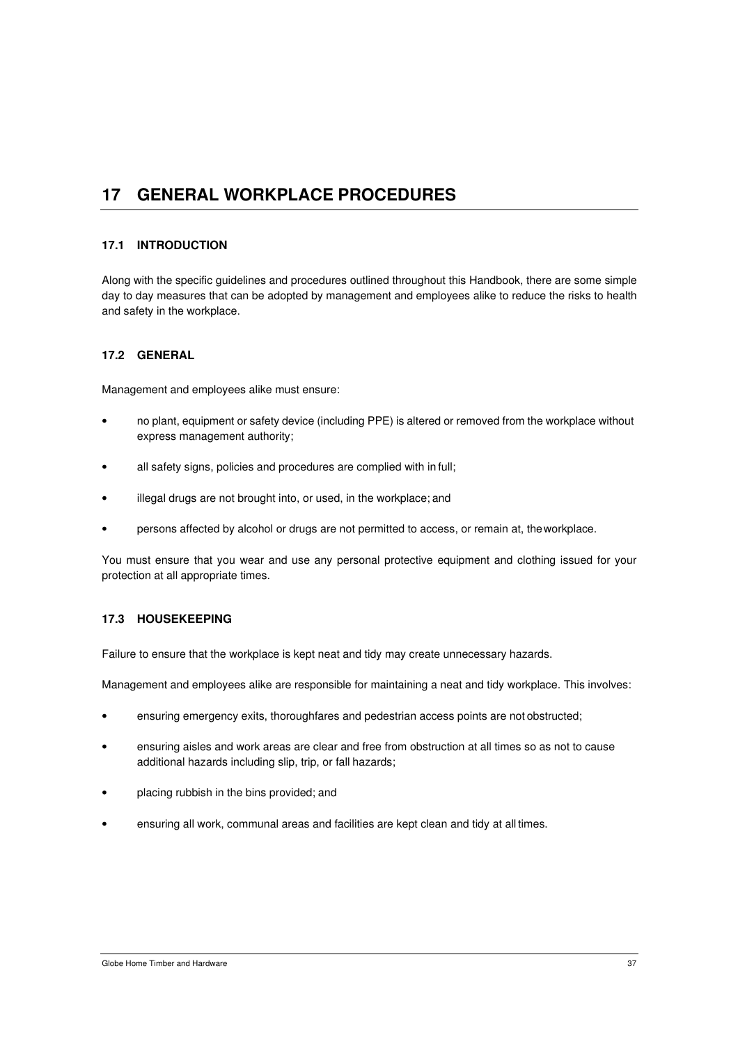# 17 GENERAL WORKPLACE PROCEDURES

## 17.1 INTRODUCTION

Along with the specific guidelines and procedures outlined throughout this Handbook, there are some simple day to day measures that can be adopted by management and employees alike to reduce the risks to health and safety in the workplace.

## 17.2 GENERAL

Management and employees alike must ensure:

- no plant, equipment or safety device (including PPE) is altered or removed from the workplace without express management authority;
- all safety signs, policies and procedures are complied with in full;
- illegal drugs are not brought into, or used, in the workplace; and
- persons affected by alcohol or drugs are not permitted to access, or remain at, the workplace.

You must ensure that you wear and use any personal protective equipment and clothing issued for your protection at all appropriate times.

## 17.3 HOUSEKEEPING

Failure to ensure that the workplace is kept neat and tidy may create unnecessary hazards.

Management and employees alike are responsible for maintaining a neat and tidy workplace. This involves:

- ensuring emergency exits, thoroughfares and pedestrian access points are not obstructed;
- ensuring aisles and work areas are clear and free from obstruction at all times so as not to cause additional hazards including slip, trip, or fall hazards;
- placing rubbish in the bins provided; and
- ensuring all work, communal areas and facilities are kept clean and tidy at all times.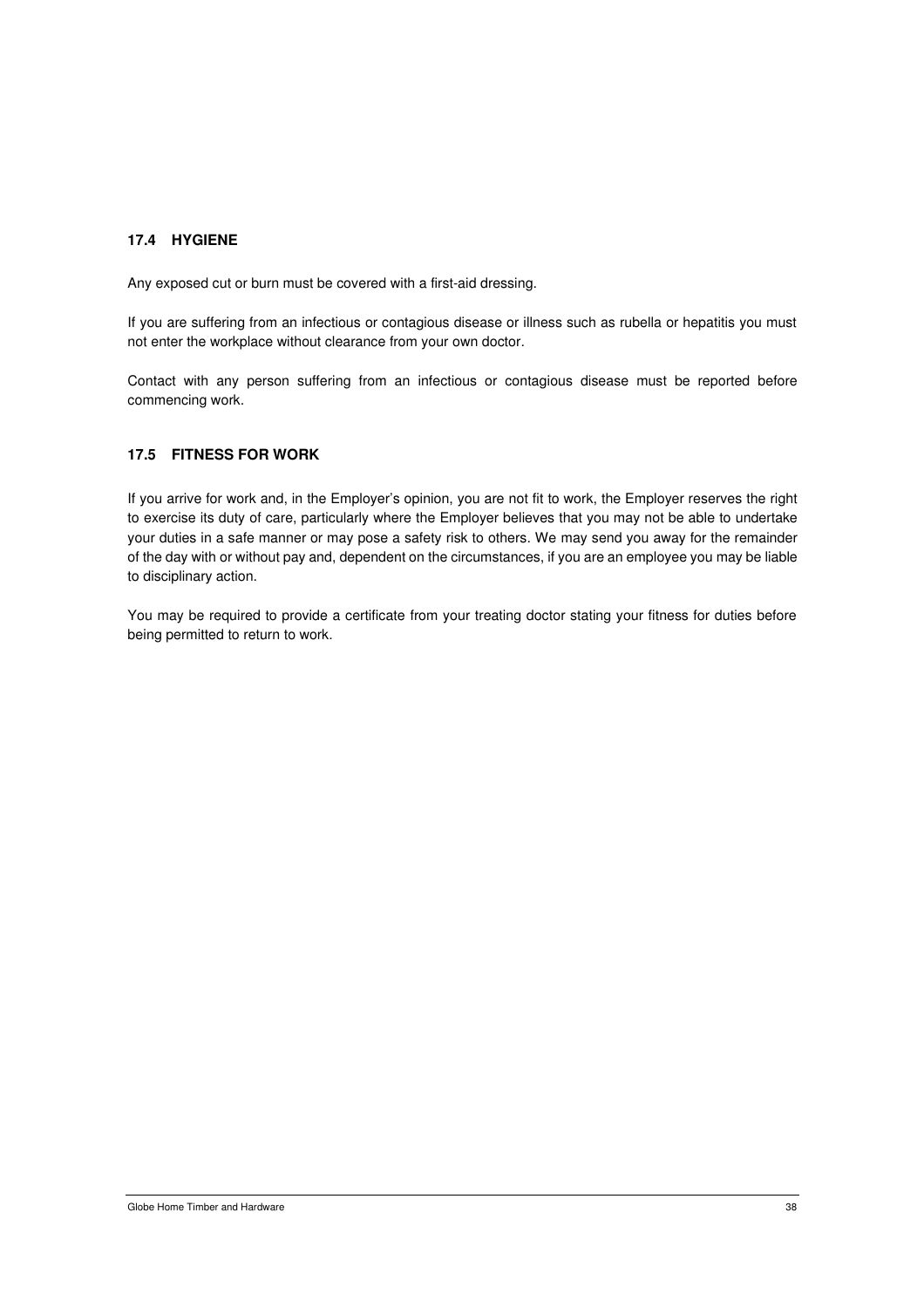### 17.4 HYGIENE

Any exposed cut or burn must be covered with a first-aid dressing.

If you are suffering from an infectious or contagious disease or illness such as rubella or hepatitis you must not enter the workplace without clearance from your own doctor.

Contact with any person suffering from an infectious or contagious disease must be reported before commencing work.

### 17.5 FITNESS FOR WORK

If you arrive for work and, in the Employer's opinion, you are not fit to work, the Employer reserves the right to exercise its duty of care, particularly where the Employer believes that you may not be able to undertake your duties in a safe manner or may pose a safety risk to others. We may send you away for the remainder of the day with or without pay and, dependent on the circumstances, if you are an employee you may be liable to disciplinary action.

You may be required to provide a certificate from your treating doctor stating your fitness for duties before being permitted to return to work.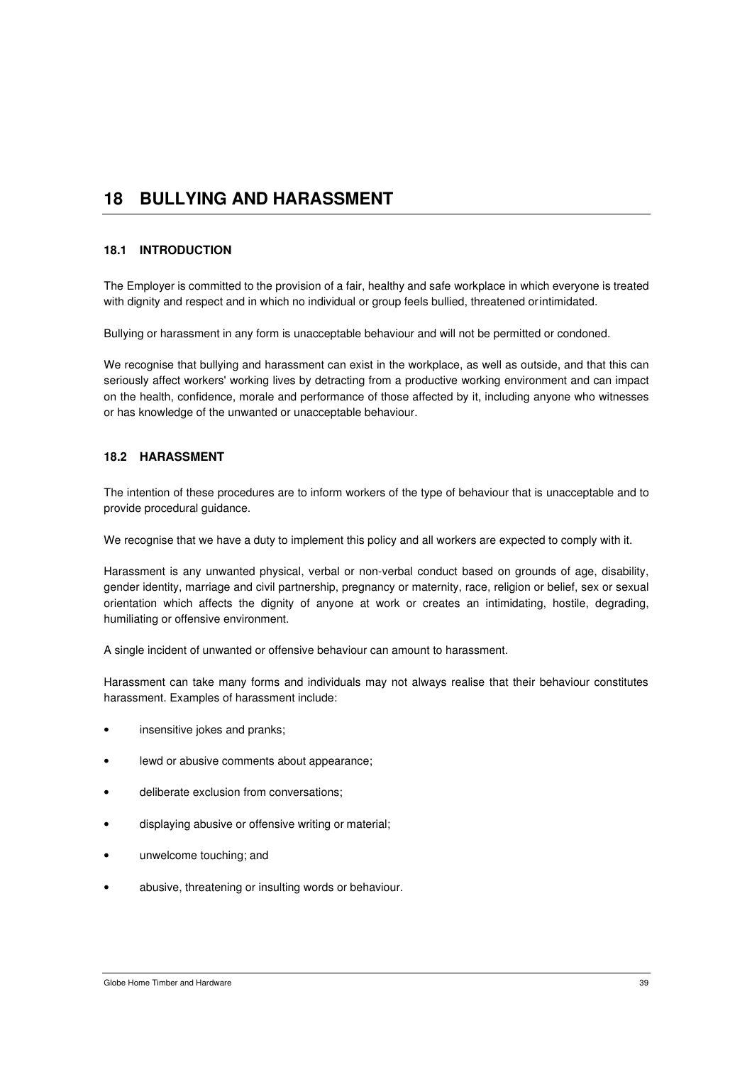# 18 BULLYING AND HARASSMENT

## 18.1 INTRODUCTION

The Employer is committed to the provision of a fair, healthy and safe workplace in which everyone is treated with dignity and respect and in which no individual or group feels bullied, threatened orintimidated.

Bullying or harassment in any form is unacceptable behaviour and will not be permitted or condoned.

We recognise that bullying and harassment can exist in the workplace, as well as outside, and that this can seriously affect workers' working lives by detracting from a productive working environment and can impact on the health, confidence, morale and performance of those affected by it, including anyone who witnesses or has knowledge of the unwanted or unacceptable behaviour.

## 18.2 HARASSMENT

The intention of these procedures are to inform workers of the type of behaviour that is unacceptable and to provide procedural guidance.

We recognise that we have a duty to implement this policy and all workers are expected to comply with it.

Harassment is any unwanted physical, verbal or non-verbal conduct based on grounds of age, disability, gender identity, marriage and civil partnership, pregnancy or maternity, race, religion or belief, sex or sexual orientation which affects the dignity of anyone at work or creates an intimidating, hostile, degrading, humiliating or offensive environment.

A single incident of unwanted or offensive behaviour can amount to harassment.

Harassment can take many forms and individuals may not always realise that their behaviour constitutes harassment. Examples of harassment include:

- insensitive jokes and pranks;
- lewd or abusive comments about appearance;
- deliberate exclusion from conversations;
- displaying abusive or offensive writing or material;
- unwelcome touching; and
- abusive, threatening or insulting words or behaviour.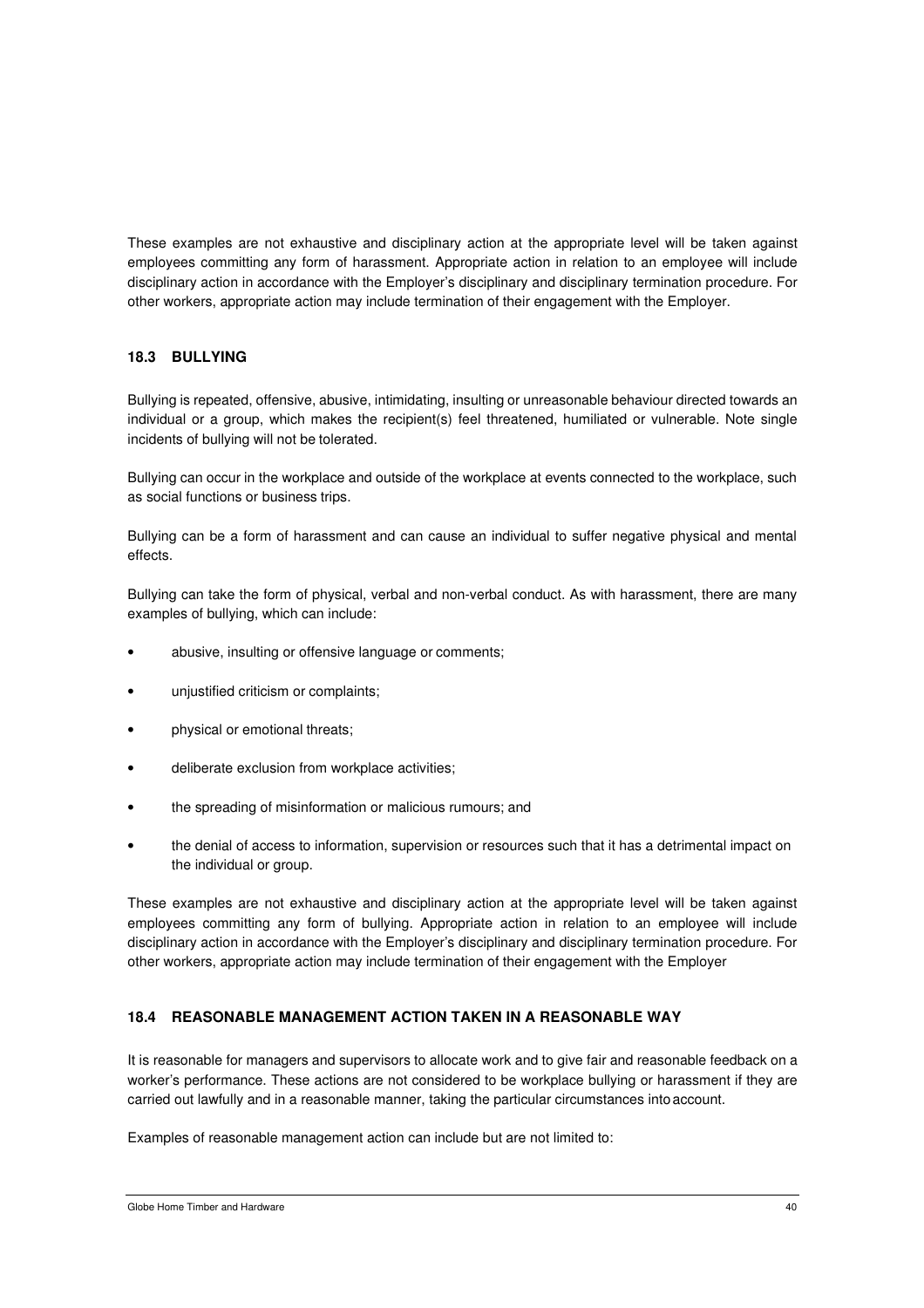These examples are not exhaustive and disciplinary action at the appropriate level will be taken against employees committing any form of harassment. Appropriate action in relation to an employee will include disciplinary action in accordance with the Employer's disciplinary and disciplinary termination procedure. For other workers, appropriate action may include termination of their engagement with the Employer.

### 18.3 BULLYING

Bullying is repeated, offensive, abusive, intimidating, insulting or unreasonable behaviour directed towards an individual or a group, which makes the recipient(s) feel threatened, humiliated or vulnerable. Note single incidents of bullying will not be tolerated.

Bullying can occur in the workplace and outside of the workplace at events connected to the workplace, such as social functions or business trips.

Bullying can be a form of harassment and can cause an individual to suffer negative physical and mental effects.

Bullying can take the form of physical, verbal and non-verbal conduct. As with harassment, there are many examples of bullying, which can include:

- abusive, insulting or offensive language or comments;
- unjustified criticism or complaints;
- physical or emotional threats;
- deliberate exclusion from workplace activities;
- the spreading of misinformation or malicious rumours; and
- the denial of access to information, supervision or resources such that it has a detrimental impact on the individual or group.

These examples are not exhaustive and disciplinary action at the appropriate level will be taken against employees committing any form of bullying. Appropriate action in relation to an employee will include disciplinary action in accordance with the Employer's disciplinary and disciplinary termination procedure. For other workers, appropriate action may include termination of their engagement with the Employer

### 18.4 REASONABLE MANAGEMENT ACTION TAKEN IN A REASONABLE WAY

It is reasonable for managers and supervisors to allocate work and to give fair and reasonable feedback on a worker's performance. These actions are not considered to be workplace bullying or harassment if they are carried out lawfully and in a reasonable manner, taking the particular circumstances into account.

Examples of reasonable management action can include but are not limited to: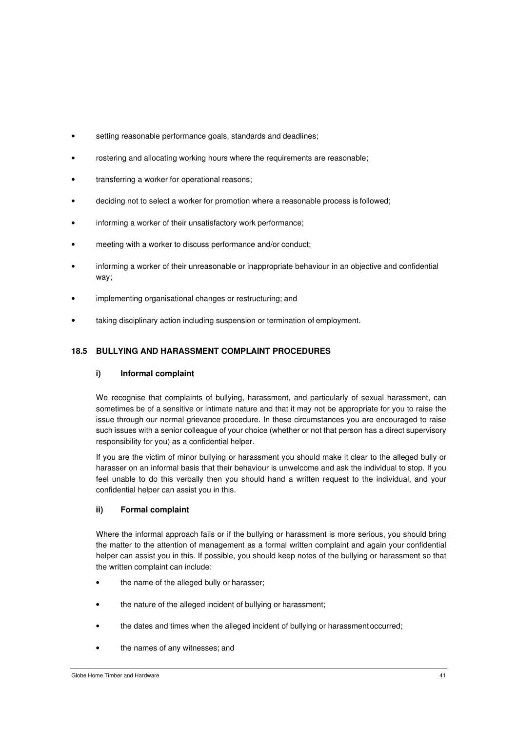- setting reasonable performance goals, standards and deadlines;
- rostering and allocating working hours where the requirements are reasonable;
- transferring a worker for operational reasons;
- deciding not to select a worker for promotion where a reasonable process is followed;
- informing a worker of their unsatisfactory work performance;
- meeting with a worker to discuss performance and/or conduct;
- informing a worker of their unreasonable or inappropriate behaviour in an objective and confidential way;
- implementing organisational changes or restructuring; and
- taking disciplinary action including suspension or termination of employment.

### 18.5 BULLYING AND HARASSMENT COMPLAINT PROCEDURES

#### i) Informal complaint

We recognise that complaints of bullying, harassment, and particularly of sexual harassment, can sometimes be of a sensitive or intimate nature and that it may not be appropriate for you to raise the issue through our normal grievance procedure. In these circumstances you are encouraged to raise such issues with a senior colleague of your choice (whether or not that person has a direct supervisory responsibility for you) as a confidential helper.

If you are the victim of minor bullying or harassment you should make it clear to the alleged bully or harasser on an informal basis that their behaviour is unwelcome and ask the individual to stop. If you feel unable to do this verbally then you should hand a written request to the individual, and your confidential helper can assist you in this.

#### ii) Formal complaint

Where the informal approach fails or if the bullying or harassment is more serious, you should bring the matter to the attention of management as a formal written complaint and again your confidential helper can assist you in this. If possible, you should keep notes of the bullying or harassment so that the written complaint can include:

- the name of the alleged bully or harasser;
- the nature of the alleged incident of bullying or harassment;
- the dates and times when the alleged incident of bullying or harassment occurred;
- the names of any witnesses; and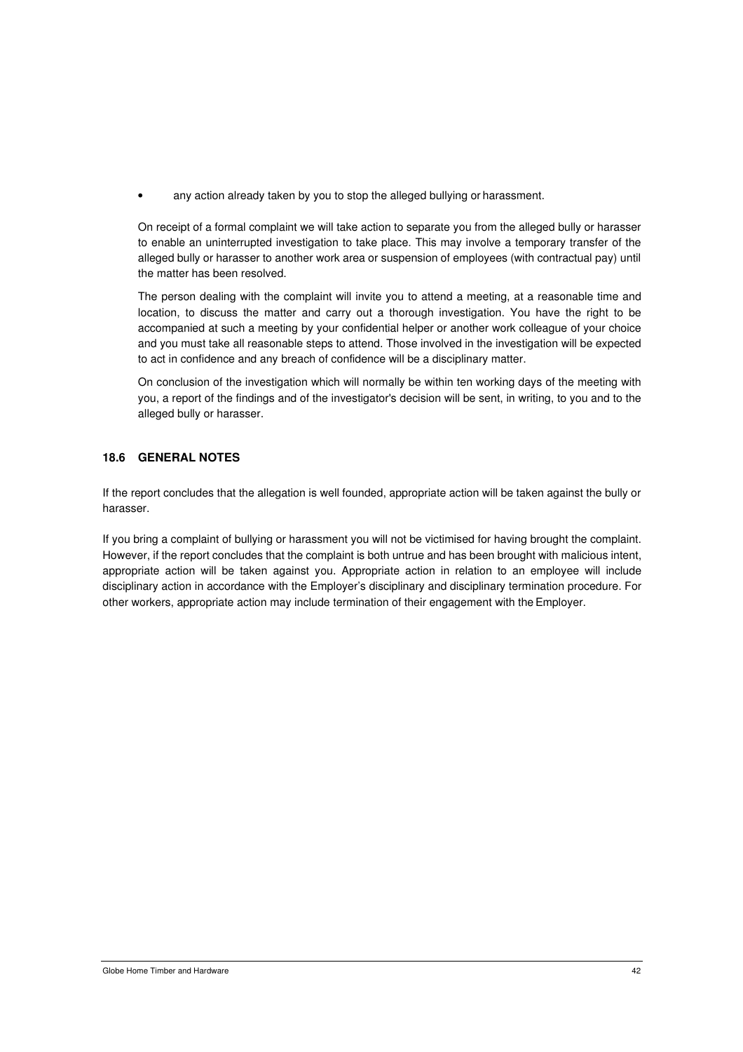- any action already taken by you to stop the alleged bullying or harassment.

On receipt of a formal complaint we will take action to separate you from the alleged bully or harasser to enable an uninterrupted investigation to take place. This may involve a temporary transfer of the alleged bully or harasser to another work area or suspension of employees (with contractual pay) until the matter has been resolved.

The person dealing with the complaint will invite you to attend a meeting, at a reasonable time and location, to discuss the matter and carry out a thorough investigation. You have the right to be accompanied at such a meeting by your confidential helper or another work colleague of your choice and you must take all reasonable steps to attend. Those involved in the investigation will be expected to act in confidence and any breach of confidence will be a disciplinary matter.

On conclusion of the investigation which will normally be within ten working days of the meeting with you, a report of the findings and of the investigator's decision will be sent, in writing, to you and to the alleged bully or harasser.

### 18.6 GENERAL NOTES

If the report concludes that the allegation is well founded, appropriate action will be taken against the bully or harasser.

If you bring a complaint of bullying or harassment you will not be victimised for having brought the complaint. However, if the report concludes that the complaint is both untrue and has been brought with malicious intent, appropriate action will be taken against you. Appropriate action in relation to an employee will include disciplinary action in accordance with the Employer's disciplinary and disciplinary termination procedure. For other workers, appropriate action may include termination of their engagement with the Employer.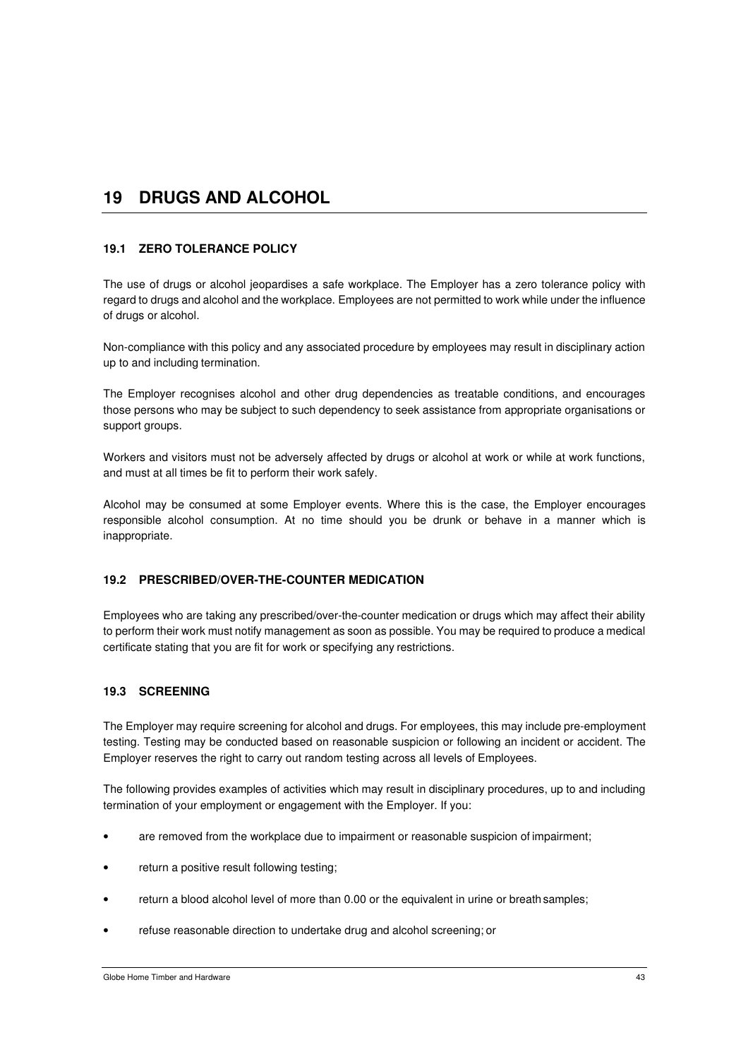# 19 DRUGS AND ALCOHOL

### 19.1 ZERO TOLERANCE POLICY

The use of drugs or alcohol jeopardises a safe workplace. The Employer has a zero tolerance policy with regard to drugs and alcohol and the workplace. Employees are not permitted to work while under the influence of drugs or alcohol.

Non-compliance with this policy and any associated procedure by employees may result in disciplinary action up to and including termination.

The Employer recognises alcohol and other drug dependencies as treatable conditions, and encourages those persons who may be subject to such dependency to seek assistance from appropriate organisations or support groups.

Workers and visitors must not be adversely affected by drugs or alcohol at work or while at work functions, and must at all times be fit to perform their work safely.

Alcohol may be consumed at some Employer events. Where this is the case, the Employer encourages responsible alcohol consumption. At no time should you be drunk or behave in a manner which is inappropriate.

### 19.2 PRESCRIBED/OVER-THE-COUNTER MEDICATION

Employees who are taking any prescribed/over-the-counter medication or drugs which may affect their ability to perform their work must notify management as soon as possible. You may be required to produce a medical certificate stating that you are fit for work or specifying any restrictions.

### 19.3 SCREENING

The Employer may require screening for alcohol and drugs. For employees, this may include pre-employment testing. Testing may be conducted based on reasonable suspicion or following an incident or accident. The Employer reserves the right to carry out random testing across all levels of Employees.

The following provides examples of activities which may result in disciplinary procedures, up to and including termination of your employment or engagement with the Employer. If you:

- are removed from the workplace due to impairment or reasonable suspicion of impairment;
- return a positive result following testing;
- return a blood alcohol level of more than 0.00 or the equivalent in urine or breath samples;
- refuse reasonable direction to undertake drug and alcohol screening; or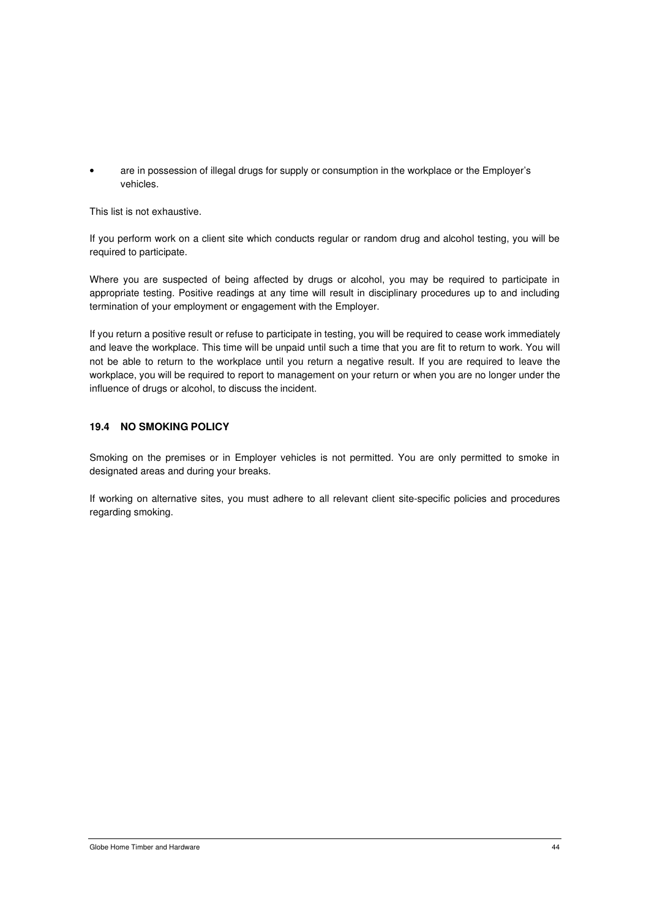- are in possession of illegal drugs for supply or consumption in the workplace or the Employer's vehicles.

This list is not exhaustive.

If you perform work on a client site which conducts regular or random drug and alcohol testing, you will be required to participate.

Where you are suspected of being affected by drugs or alcohol, you may be required to participate in appropriate testing. Positive readings at any time will result in disciplinary procedures up to and including termination of your employment or engagement with the Employer.

If you return a positive result or refuse to participate in testing, you will be required to cease work immediately and leave the workplace. This time will be unpaid until such a time that you are fit to return to work. You will not be able to return to the workplace until you return a negative result. If you are required to leave the workplace, you will be required to report to management on your return or when you are no longer under the influence of drugs or alcohol, to discuss the incident.

### 19.4 NO SMOKING POLICY

Smoking on the premises or in Employer vehicles is not permitted. You are only permitted to smoke in designated areas and during your breaks.

If working on alternative sites, you must adhere to all relevant client site-specific policies and procedures regarding smoking.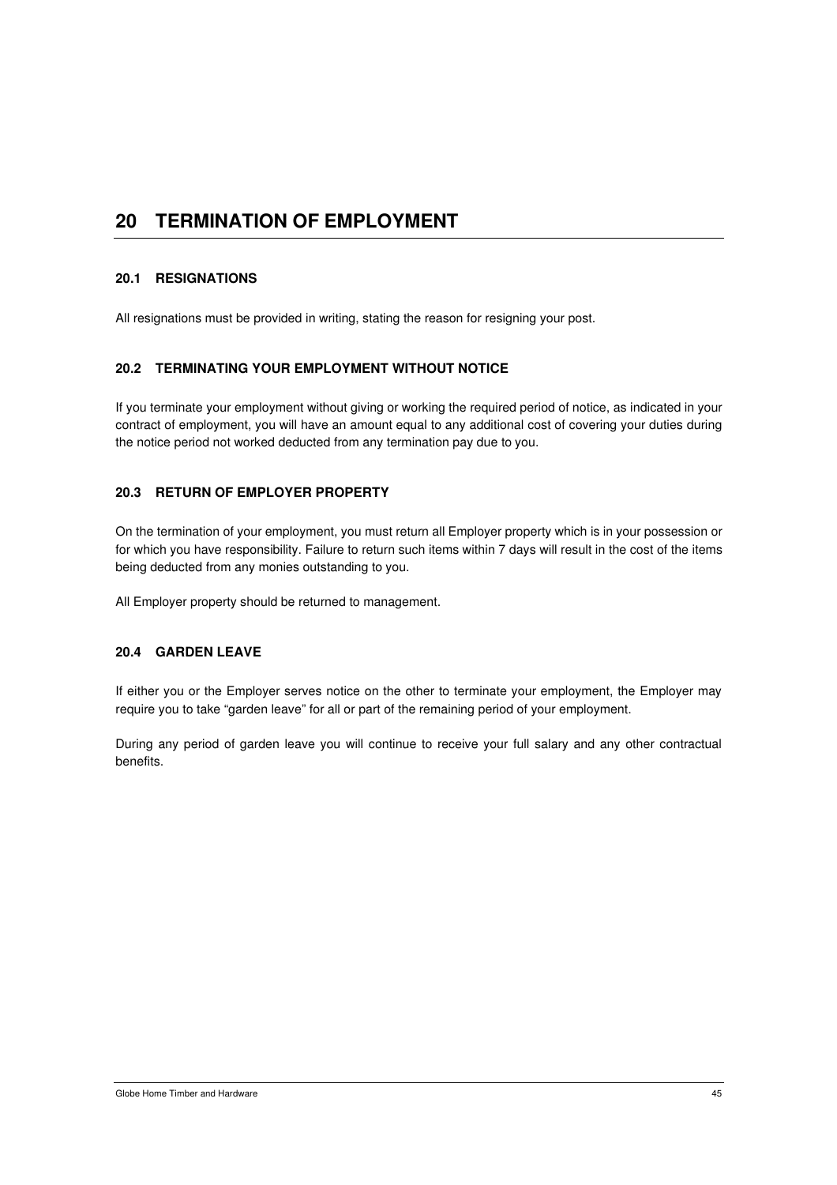# 20 TERMINATION OF EMPLOYMENT

## 20.1 RESIGNATIONS

All resignations must be provided in writing, stating the reason for resigning your post.

## 20.2 TERMINATING YOUR EMPLOYMENT WITHOUT NOTICE

If you terminate your employment without giving or working the required period of notice, as indicated in your contract of employment, you will have an amount equal to any additional cost of covering your duties during the notice period not worked deducted from any termination pay due to you.

## 20.3 RETURN OF EMPLOYER PROPERTY

On the termination of your employment, you must return all Employer property which is in your possession or for which you have responsibility. Failure to return such items within 7 days will result in the cost of the items being deducted from any monies outstanding to you.

All Employer property should be returned to management.

## 20.4 GARDEN LEAVE

If either you or the Employer serves notice on the other to terminate your employment, the Employer may require you to take "garden leave" for all or part of the remaining period of your employment.

During any period of garden leave you will continue to receive your full salary and any other contractual benefits.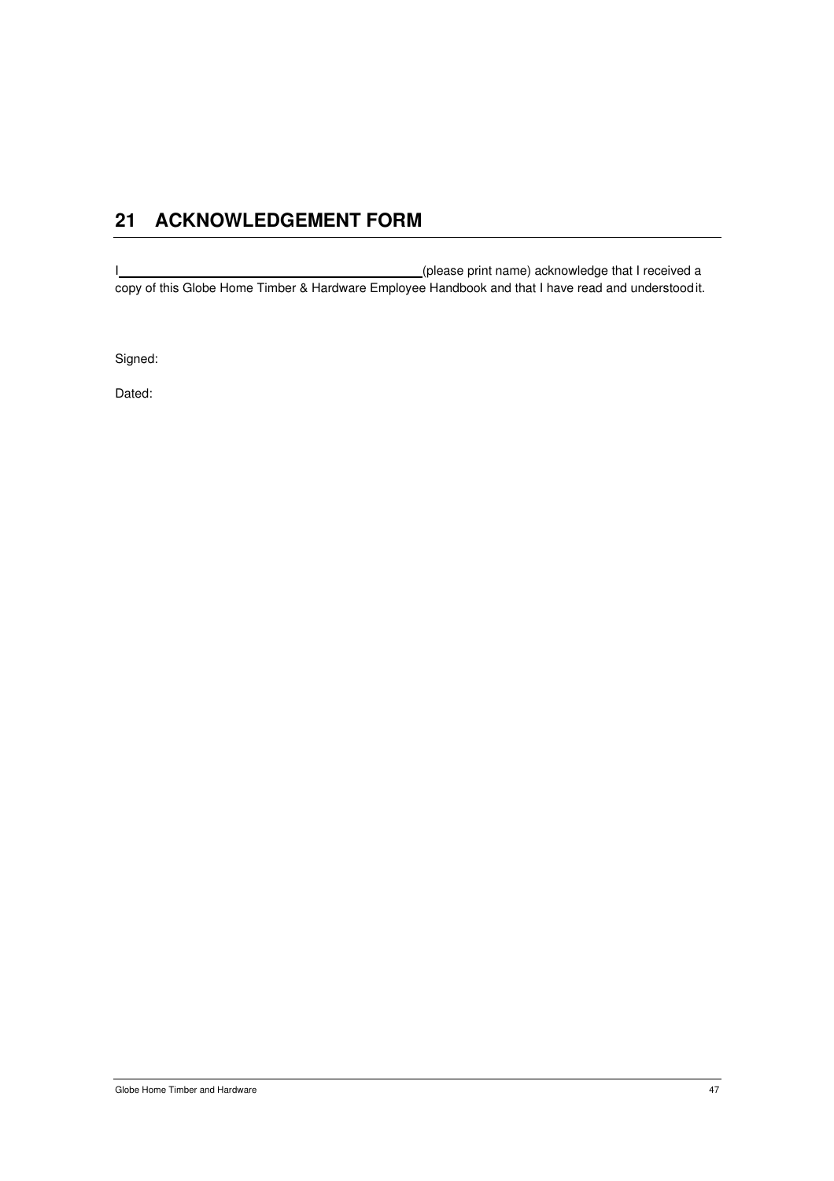## 21 ACKNOWLEDGEMENT FORM

I________________________________________(please print name) acknowledge that I received a copy of this Globe Home Timber & Hardware Employee Handbook and that I have read and understood it.

Signed:

Dated: